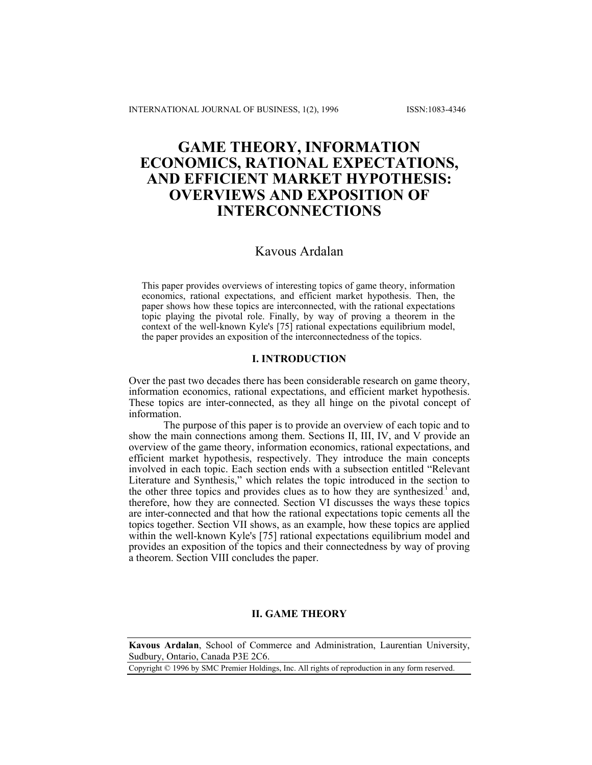# GAME THEORY, INFORMATION ECONOMICS, RATIONAL EXPECTATIONS, AND EFFICIENT MARKET HYPOTHESIS: OVERVIEWS AND EXPOSITION OF INTERCONNECTIONS

Kavous Ardalan

This paper provides overviews of interesting topics of game theory, information economics, rational expectations, and efficient market hypothesis. Then, the paper shows how these topics are interconnected, with the rational expectations topic playing the pivotal role. Finally, by way of proving a theorem in the context of the well-known Kyle's [75] rational expectations equilibrium model, the paper provides an exposition of the interconnectedness of the topics.

## I. INTRODUCTION

Over the past two decades there has been considerable research on game theory, information economics, rational expectations, and efficient market hypothesis. These topics are inter-connected, as they all hinge on the pivotal concept of information.

The purpose of this paper is to provide an overview of each topic and to show the main connections among them. Sections II, III, IV, and V provide an overview of the game theory, information economics, rational expectations, and efficient market hypothesis, respectively. They introduce the main concepts involved in each topic. Each section ends with a subsection entitled "Relevant Literature and Synthesis," which relates the topic introduced in the section to the other three topics and provides clues as to how they are synthesized[1] and, therefore, how they are connected. Section VI discusses the ways these topics are inter-connected and that how the rational expectations topic cements all the topics together. Section VII shows, as an example, how these topics are applied within the well-known Kyle's [75] rational expectations equilibrium model and provides an exposition of the topics and their connectedness by way of proving a theorem. Section VIII concludes the paper.

## II. GAME THEORY

**Kavous Ardalan**, School of Commerce and Administration, Laurentian University, Sudbury, Ontario, Canada P3E 2C6.

Copyright © 1996 by SMC Premier Holdings, Inc. All rights of reproduction in any form reserved.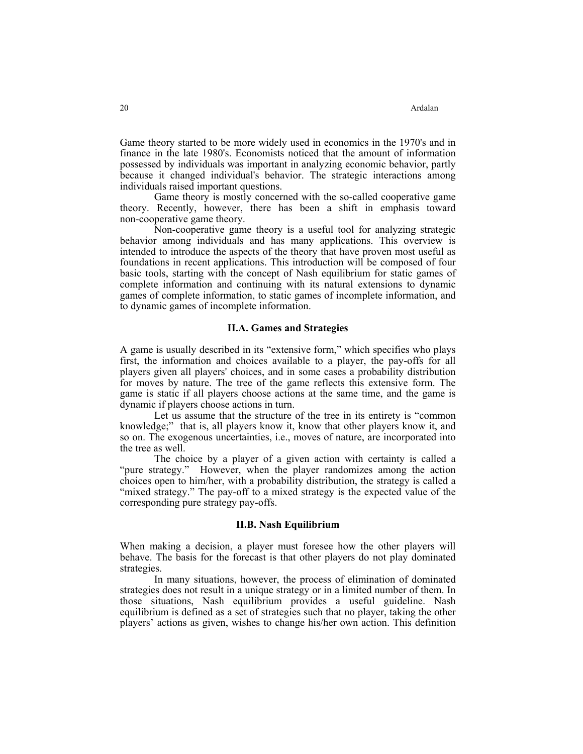Game theory started to be more widely used in economics in the 1970's and in finance in the late 1980's. Economists noticed that the amount of information possessed by individuals was important in analyzing economic behavior, partly because it changed individual's behavior. The strategic interactions among individuals raised important questions.

Game theory is mostly concerned with the so-called cooperative game theory. Recently, however, there has been a shift in emphasis toward non-cooperative game theory.

Non-cooperative game theory is a useful tool for analyzing strategic behavior among individuals and has many applications. This overview is intended to introduce the aspects of the theory that have proven most useful as foundations in recent applications. This introduction will be composed of four basic tools, starting with the concept of Nash equilibrium for static games of complete information and continuing with its natural extensions to dynamic games of complete information, to static games of incomplete information, and to dynamic games of incomplete information.

### II.A. Games and Strategies

A game is usually described in its "extensive form," which specifies who plays first, the information and choices available to a player, the pay-offs for all players given all players' choices, and in some cases a probability distribution for moves by nature. The tree of the game reflects this extensive form. The game is static if all players choose actions at the same time, and the game is dynamic if players choose actions in turn.

Let us assume that the structure of the tree in its entirety is "common knowledge;" that is, all players know it, know that other players know it, and so on. The exogenous uncertainties, i.e., moves of nature, are incorporated into the tree as well.

The choice by a player of a given action with certainty is called a "pure strategy." However, when the player randomizes among the action choices open to him/her, with a probability distribution, the strategy is called a "mixed strategy." The pay-off to a mixed strategy is the expected value of the corresponding pure strategy pay-offs.

### II.B. Nash Equilibrium

When making a decision, a player must foresee how the other players will behave. The basis for the forecast is that other players do not play dominated strategies.

In many situations, however, the process of elimination of dominated strategies does not result in a unique strategy or in a limited number of them. In those situations, Nash equilibrium provides a useful guideline. Nash equilibrium is defined as a set of strategies such that no player, taking the other players' actions as given, wishes to change his/her own action. This definition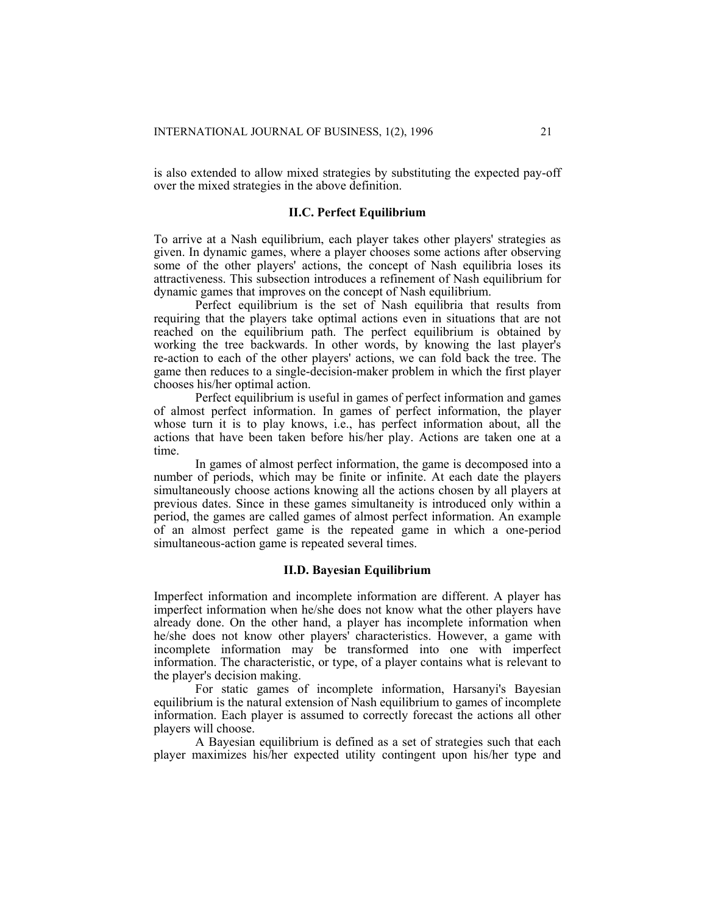is also extended to allow mixed strategies by substituting the expected pay-off over the mixed strategies in the above definition.

### II.C. Perfect Equilibrium

To arrive at a Nash equilibrium, each player takes other players' strategies as given. In dynamic games, where a player chooses some actions after observing some of the other players' actions, the concept of Nash equilibria loses its attractiveness. This subsection introduces a refinement of Nash equilibrium for dynamic games that improves on the concept of Nash equilibrium.

Perfect equilibrium is the set of Nash equilibria that results from requiring that the players take optimal actions even in situations that are not reached on the equilibrium path. The perfect equilibrium is obtained by working the tree backwards. In other words, by knowing the last player's re-action to each of the other players' actions, we can fold back the tree. The game then reduces to a single-decision-maker problem in which the first player chooses his/her optimal action.

Perfect equilibrium is useful in games of perfect information and games of almost perfect information. In games of perfect information, the player whose turn it is to play knows, i.e., has perfect information about, all the actions that have been taken before his/her play. Actions are taken one at a time.

In games of almost perfect information, the game is decomposed into a number of periods, which may be finite or infinite. At each date the players simultaneously choose actions knowing all the actions chosen by all players at previous dates. Since in these games simultaneity is introduced only within a period, the games are called games of almost perfect information. An example of an almost perfect game is the repeated game in which a one-period simultaneous-action game is repeated several times.

### II.D. Bayesian Equilibrium

Imperfect information and incomplete information are different. A player has imperfect information when he/she does not know what the other players have already done. On the other hand, a player has incomplete information when he/she does not know other players' characteristics. However, a game with incomplete information may be transformed into one with imperfect information. The characteristic, or type, of a player contains what is relevant to the player's decision making.

For static games of incomplete information, Harsanyi's Bayesian equilibrium is the natural extension of Nash equilibrium to games of incomplete information. Each player is assumed to correctly forecast the actions all other players will choose.

A Bayesian equilibrium is defined as a set of strategies such that each player maximizes his/her expected utility contingent upon his/her type and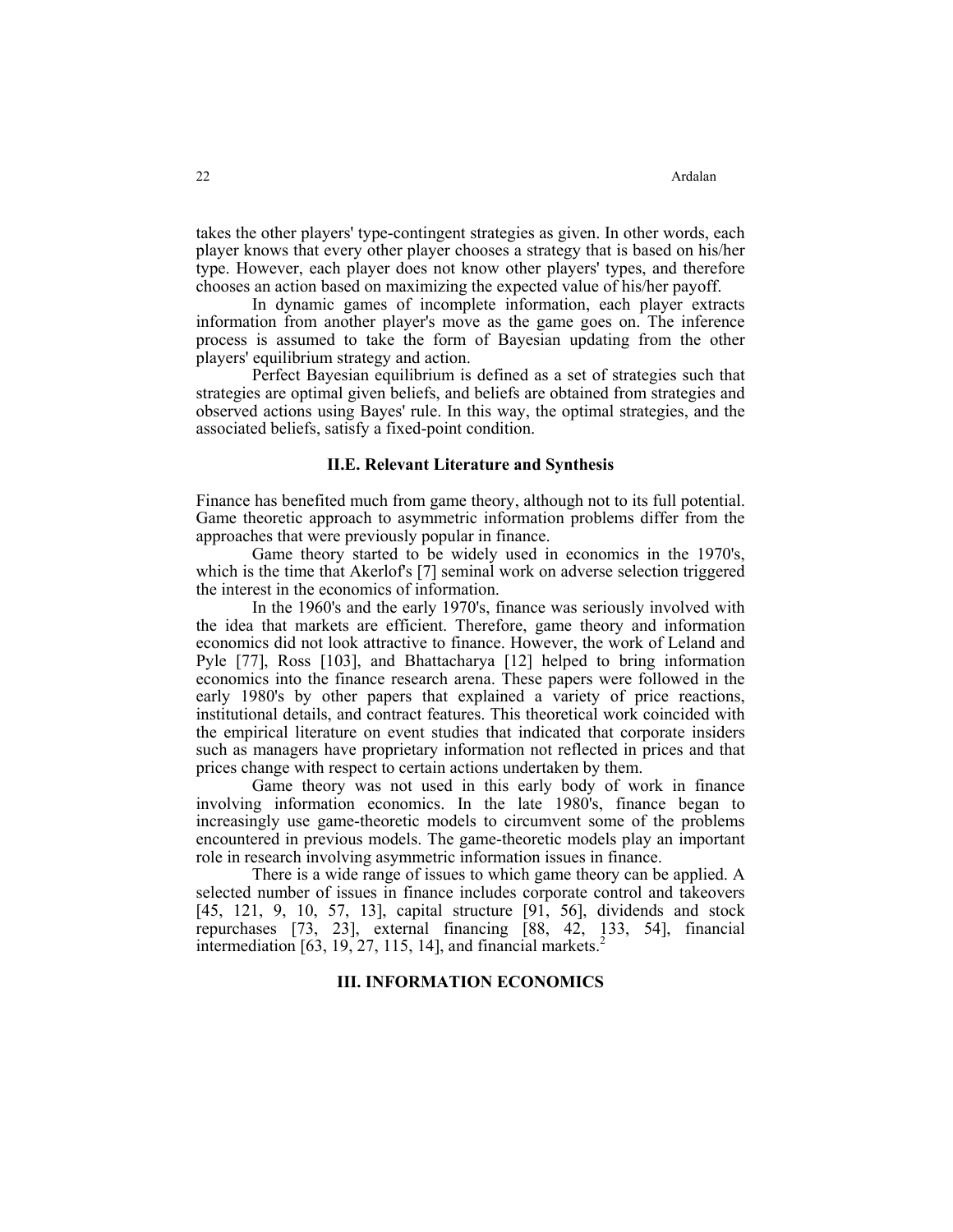takes the other players' type-contingent strategies as given. In other words, each player knows that every other player chooses a strategy that is based on his/her type. However, each player does not know other players' types, and therefore chooses an action based on maximizing the expected value of his/her payoff.

In dynamic games of incomplete information, each player extracts information from another player's move as the game goes on. The inference process is assumed to take the form of Bayesian updating from the other players' equilibrium strategy and action.

Perfect Bayesian equilibrium is defined as a set of strategies such that strategies are optimal given beliefs, and beliefs are obtained from strategies and observed actions using Bayes' rule. In this way, the optimal strategies, and the associated beliefs, satisfy a fixed-point condition.

### II.E. Relevant Literature and Synthesis

Finance has benefited much from game theory, although not to its full potential. Game theoretic approach to asymmetric information problems differ from the approaches that were previously popular in finance.

Game theory started to be widely used in economics in the 1970's, which is the time that Akerlof's [7] seminal work on adverse selection triggered the interest in the economics of information.

In the 1960's and the early 1970's, finance was seriously involved with the idea that markets are efficient. Therefore, game theory and information economics did not look attractive to finance. However, the work of Leland and Pyle [77], Ross [103], and Bhattacharya [12] helped to bring information economics into the finance research arena. These papers were followed in the early 1980's by other papers that explained a variety of price reactions, institutional details, and contract features. This theoretical work coincided with the empirical literature on event studies that indicated that corporate insiders such as managers have proprietary information not reflected in prices and that prices change with respect to certain actions undertaken by them.

Game theory was not used in this early body of work in finance involving information economics. In the late 1980's, finance began to increasingly use game-theoretic models to circumvent some of the problems encountered in previous models. The game-theoretic models play an important role in research involving asymmetric information issues in finance.

There is a wide range of issues to which game theory can be applied. A selected number of issues in finance includes corporate control and takeovers [45, 121, 9, 10, 57, 13], capital structure [91, 56], dividends and stock repurchases [73, 23], external financing [88, 42, 133, 54], financial intermediation [63, 19, 27, 115, 14], and financial markets.[2]

## III. INFORMATION ECONOMICS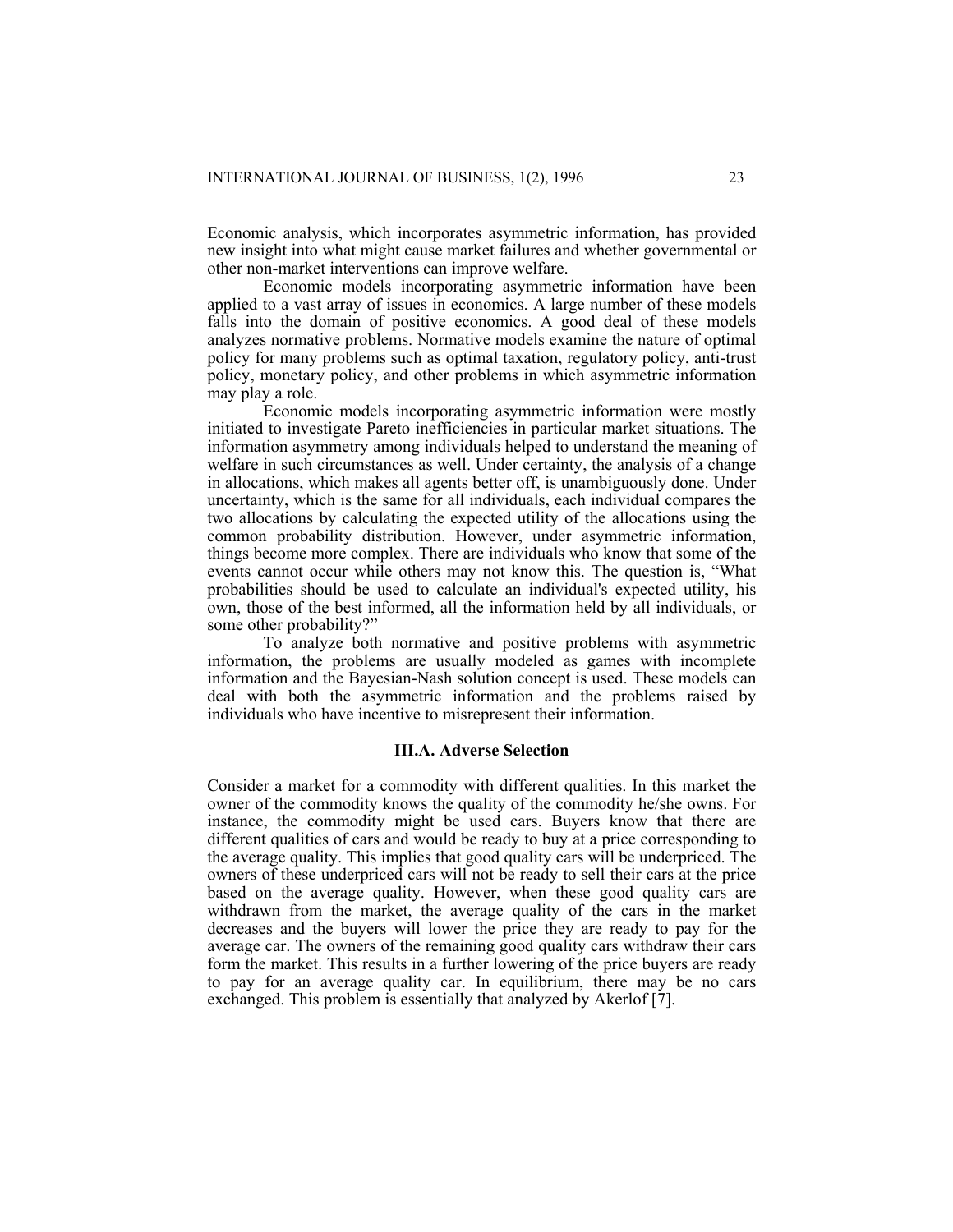Economic analysis, which incorporates asymmetric information, has provided new insight into what might cause market failures and whether governmental or other non-market interventions can improve welfare.

Economic models incorporating asymmetric information have been applied to a vast array of issues in economics. A large number of these models falls into the domain of positive economics. A good deal of these models analyzes normative problems. Normative models examine the nature of optimal policy for many problems such as optimal taxation, regulatory policy, anti-trust policy, monetary policy, and other problems in which asymmetric information may play a role.

Economic models incorporating asymmetric information were mostly initiated to investigate Pareto inefficiencies in particular market situations. The information asymmetry among individuals helped to understand the meaning of welfare in such circumstances as well. Under certainty, the analysis of a change in allocations, which makes all agents better off, is unambiguously done. Under uncertainty, which is the same for all individuals, each individual compares the two allocations by calculating the expected utility of the allocations using the common probability distribution. However, under asymmetric information, things become more complex. There are individuals who know that some of the events cannot occur while others may not know this. The question is, "What probabilities should be used to calculate an individual's expected utility, his own, those of the best informed, all the information held by all individuals, or some other probability?"

To analyze both normative and positive problems with asymmetric information, the problems are usually modeled as games with incomplete information and the Bayesian-Nash solution concept is used. These models can deal with both the asymmetric information and the problems raised by individuals who have incentive to misrepresent their information.

### III.A. Adverse Selection

Consider a market for a commodity with different qualities. In this market the owner of the commodity knows the quality of the commodity he/she owns. For instance, the commodity might be used cars. Buyers know that there are different qualities of cars and would be ready to buy at a price corresponding to the average quality. This implies that good quality cars will be underpriced. The owners of these underpriced cars will not be ready to sell their cars at the price based on the average quality. However, when these good quality cars are withdrawn from the market, the average quality of the cars in the market decreases and the buyers will lower the price they are ready to pay for the average car. The owners of the remaining good quality cars withdraw their cars form the market. This results in a further lowering of the price buyers are ready to pay for an average quality car. In equilibrium, there may be no cars exchanged. This problem is essentially that analyzed by Akerlof [7].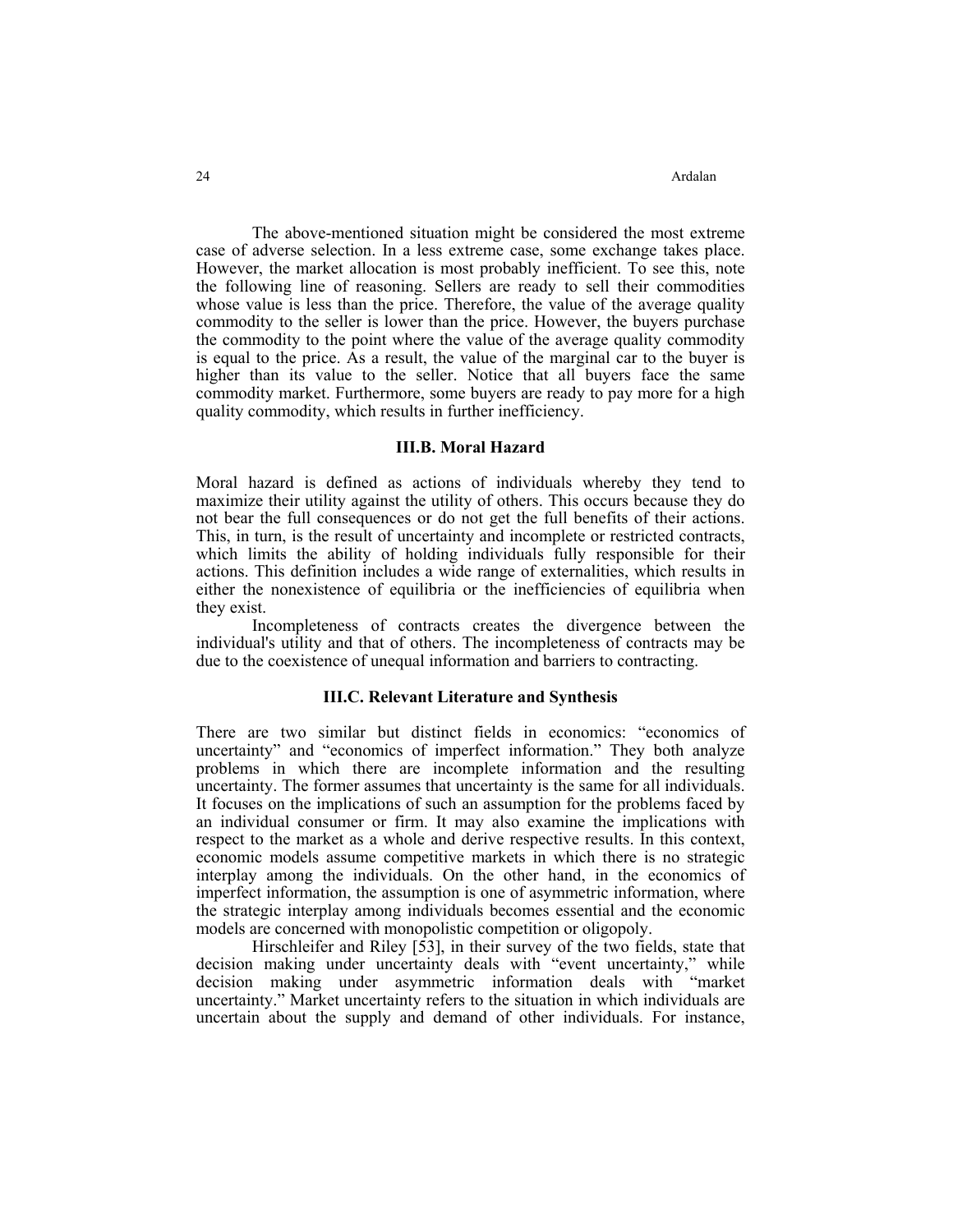The above-mentioned situation might be considered the most extreme case of adverse selection. In a less extreme case, some exchange takes place. However, the market allocation is most probably inefficient. To see this, note the following line of reasoning. Sellers are ready to sell their commodities whose value is less than the price. Therefore, the value of the average quality commodity to the seller is lower than the price. However, the buyers purchase the commodity to the point where the value of the average quality commodity is equal to the price. As a result, the value of the marginal car to the buyer is higher than its value to the seller. Notice that all buyers face the same commodity market. Furthermore, some buyers are ready to pay more for a high quality commodity, which results in further inefficiency.

### III.B. Moral Hazard

Moral hazard is defined as actions of individuals whereby they tend to maximize their utility against the utility of others. This occurs because they do not bear the full consequences or do not get the full benefits of their actions. This, in turn, is the result of uncertainty and incomplete or restricted contracts, which limits the ability of holding individuals fully responsible for their actions. This definition includes a wide range of externalities, which results in either the nonexistence of equilibria or the inefficiencies of equilibria when they exist.

Incompleteness of contracts creates the divergence between the individual's utility and that of others. The incompleteness of contracts may be due to the coexistence of unequal information and barriers to contracting.

### III.C. Relevant Literature and Synthesis

There are two similar but distinct fields in economics: "economics of uncertainty" and "economics of imperfect information." They both analyze problems in which there are incomplete information and the resulting uncertainty. The former assumes that uncertainty is the same for all individuals. It focuses on the implications of such an assumption for the problems faced by an individual consumer or firm. It may also examine the implications with respect to the market as a whole and derive respective results. In this context, economic models assume competitive markets in which there is no strategic interplay among the individuals. On the other hand, in the economics of imperfect information, the assumption is one of asymmetric information, where the strategic interplay among individuals becomes essential and the economic models are concerned with monopolistic competition or oligopoly.

Hirschleifer and Riley [53], in their survey of the two fields, state that decision making under uncertainty deals with "event uncertainty," while decision making under asymmetric information deals with "market uncertainty." Market uncertainty refers to the situation in which individuals are uncertain about the supply and demand of other individuals. For instance,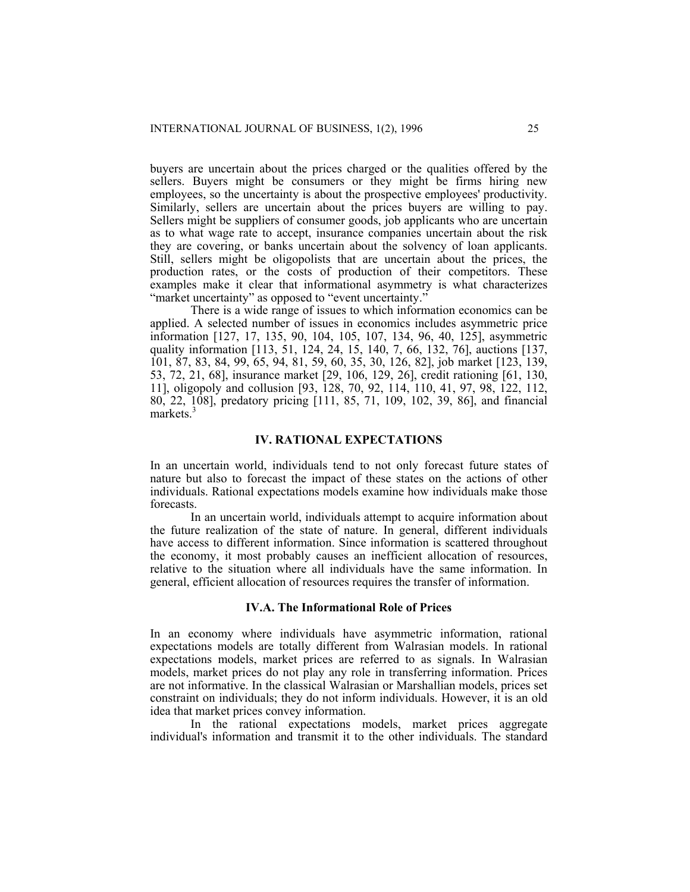buyers are uncertain about the prices charged or the qualities offered by the sellers. Buyers might be consumers or they might be firms hiring new employees, so the uncertainty is about the prospective employees' productivity. Similarly, sellers are uncertain about the prices buyers are willing to pay. Sellers might be suppliers of consumer goods, job applicants who are uncertain as to what wage rate to accept, insurance companies uncertain about the risk they are covering, or banks uncertain about the solvency of loan applicants. Still, sellers might be oligopolists that are uncertain about the prices, the production rates, or the costs of production of their competitors. These examples make it clear that informational asymmetry is what characterizes "market uncertainty" as opposed to "event uncertainty."

There is a wide range of issues to which information economics can be applied. A selected number of issues in economics includes asymmetric price information [127, 17, 135, 90, 104, 105, 107, 134, 96, 40, 125], asymmetric quality information [113, 51, 124, 24, 15, 140, 7, 66, 132, 76], auctions [137, 101, 87, 83, 84, 99, 65, 94, 81, 59, 60, 35, 30, 126, 82], job market [123, 139, 53, 72, 21, 68], insurance market [29, 106, 129, 26], credit rationing [61, 130, 11], oligopoly and collusion [93, 128, 70, 92, 114, 110, 41, 97, 98, 122, 112, 80, 22, 108], predatory pricing [111, 85, 71, 109, 102, 39, 86], and financial markets.[3]

## IV. RATIONAL EXPECTATIONS

In an uncertain world, individuals tend to not only forecast future states of nature but also to forecast the impact of these states on the actions of other individuals. Rational expectations models examine how individuals make those forecasts.

In an uncertain world, individuals attempt to acquire information about the future realization of the state of nature. In general, different individuals have access to different information. Since information is scattered throughout the economy, it most probably causes an inefficient allocation of resources, relative to the situation where all individuals have the same information. In general, efficient allocation of resources requires the transfer of information.

### IV.A. The Informational Role of Prices

In an economy where individuals have asymmetric information, rational expectations models are totally different from Walrasian models. In rational expectations models, market prices are referred to as signals. In Walrasian models, market prices do not play any role in transferring information. Prices are not informative. In the classical Walrasian or Marshallian models, prices set constraint on individuals; they do not inform individuals. However, it is an old idea that market prices convey information.

In the rational expectations models, market prices aggregate individual's information and transmit it to the other individuals. The standard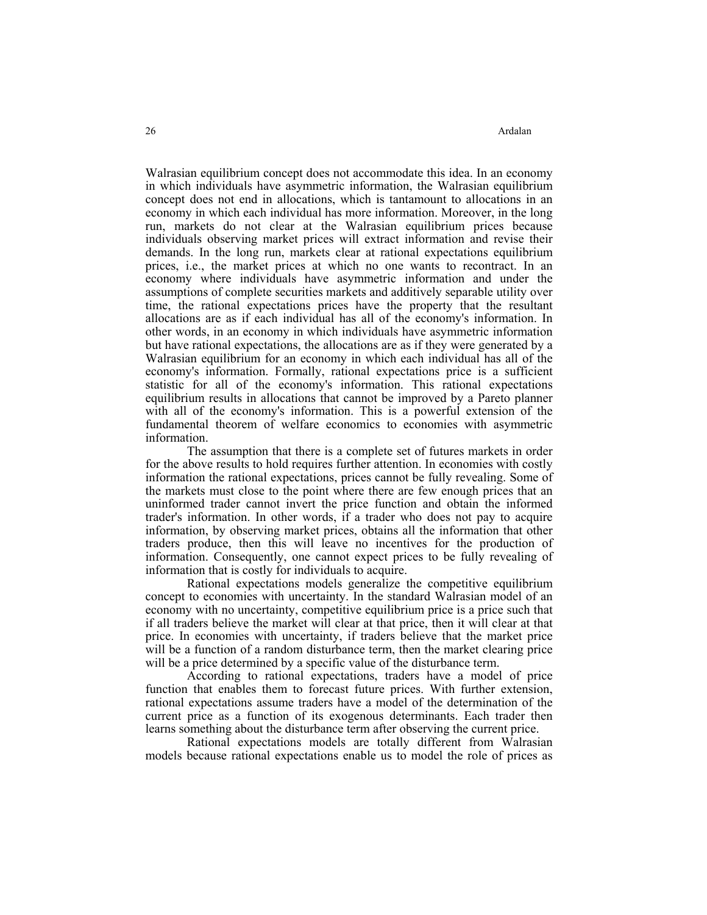Walrasian equilibrium concept does not accommodate this idea. In an economy in which individuals have asymmetric information, the Walrasian equilibrium concept does not end in allocations, which is tantamount to allocations in an economy in which each individual has more information. Moreover, in the long run, markets do not clear at the Walrasian equilibrium prices because individuals observing market prices will extract information and revise their demands. In the long run, markets clear at rational expectations equilibrium prices, i.e., the market prices at which no one wants to recontract. In an economy where individuals have asymmetric information and under the assumptions of complete securities markets and additively separable utility over time, the rational expectations prices have the property that the resultant allocations are as if each individual has all of the economy's information. In other words, in an economy in which individuals have asymmetric information but have rational expectations, the allocations are as if they were generated by a Walrasian equilibrium for an economy in which each individual has all of the economy's information. Formally, rational expectations price is a sufficient statistic for all of the economy's information. This rational expectations equilibrium results in allocations that cannot be improved by a Pareto planner with all of the economy's information. This is a powerful extension of the fundamental theorem of welfare economics to economies with asymmetric information.

The assumption that there is a complete set of futures markets in order for the above results to hold requires further attention. In economies with costly information the rational expectations, prices cannot be fully revealing. Some of the markets must close to the point where there are few enough prices that an uninformed trader cannot invert the price function and obtain the informed trader's information. In other words, if a trader who does not pay to acquire information, by observing market prices, obtains all the information that other traders produce, then this will leave no incentives for the production of information. Consequently, one cannot expect prices to be fully revealing of information that is costly for individuals to acquire.

Rational expectations models generalize the competitive equilibrium concept to economies with uncertainty. In the standard Walrasian model of an economy with no uncertainty, competitive equilibrium price is a price such that if all traders believe the market will clear at that price, then it will clear at that price. In economies with uncertainty, if traders believe that the market price will be a function of a random disturbance term, then the market clearing price will be a price determined by a specific value of the disturbance term.

According to rational expectations, traders have a model of price function that enables them to forecast future prices. With further extension, rational expectations assume traders have a model of the determination of the current price as a function of its exogenous determinants. Each trader then learns something about the disturbance term after observing the current price.

Rational expectations models are totally different from Walrasian models because rational expectations enable us to model the role of prices as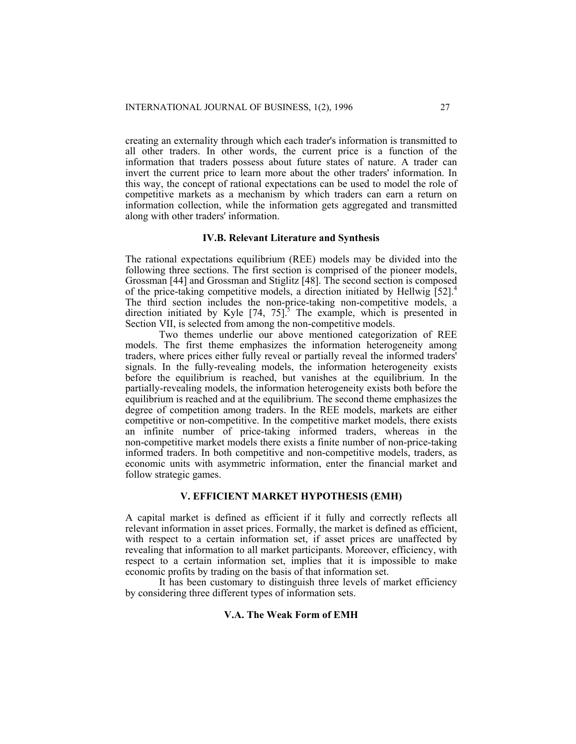creating an externality through which each trader's information is transmitted to all other traders. In other words, the current price is a function of the information that traders possess about future states of nature. A trader can invert the current price to learn more about the other traders' information. In this way, the concept of rational expectations can be used to model the role of competitive markets as a mechanism by which traders can earn a return on information collection, while the information gets aggregated and transmitted along with other traders' information.

### IV.B. Relevant Literature and Synthesis

The rational expectations equilibrium (REE) models may be divided into the following three sections. The first section is comprised of the pioneer models, Grossman [44] and Grossman and Stiglitz [48]. The second section is composed of the price-taking competitive models, a direction initiated by Hellwig [52].[4] The third section includes the non-price-taking non-competitive models, a direction initiated by Kyle [74, 75].[5] The example, which is presented in Section VII, is selected from among the non-competitive models.

Two themes underlie our above mentioned categorization of REE models. The first theme emphasizes the information heterogeneity among traders, where prices either fully reveal or partially reveal the informed traders' signals. In the fully-revealing models, the information heterogeneity exists before the equilibrium is reached, but vanishes at the equilibrium. In the partially-revealing models, the information heterogeneity exists both before the equilibrium is reached and at the equilibrium. The second theme emphasizes the degree of competition among traders. In the REE models, markets are either competitive or non-competitive. In the competitive market models, there exists an infinite number of price-taking informed traders, whereas in the non-competitive market models there exists a finite number of non-price-taking informed traders. In both competitive and non-competitive models, traders, as economic units with asymmetric information, enter the financial market and follow strategic games.

## V. EFFICIENT MARKET HYPOTHESIS (EMH)

A capital market is defined as efficient if it fully and correctly reflects all relevant information in asset prices. Formally, the market is defined as efficient, with respect to a certain information set, if asset prices are unaffected by revealing that information to all market participants. Moreover, efficiency, with respect to a certain information set, implies that it is impossible to make economic profits by trading on the basis of that information set.

It has been customary to distinguish three levels of market efficiency by considering three different types of information sets.

### V.A. The Weak Form of EMH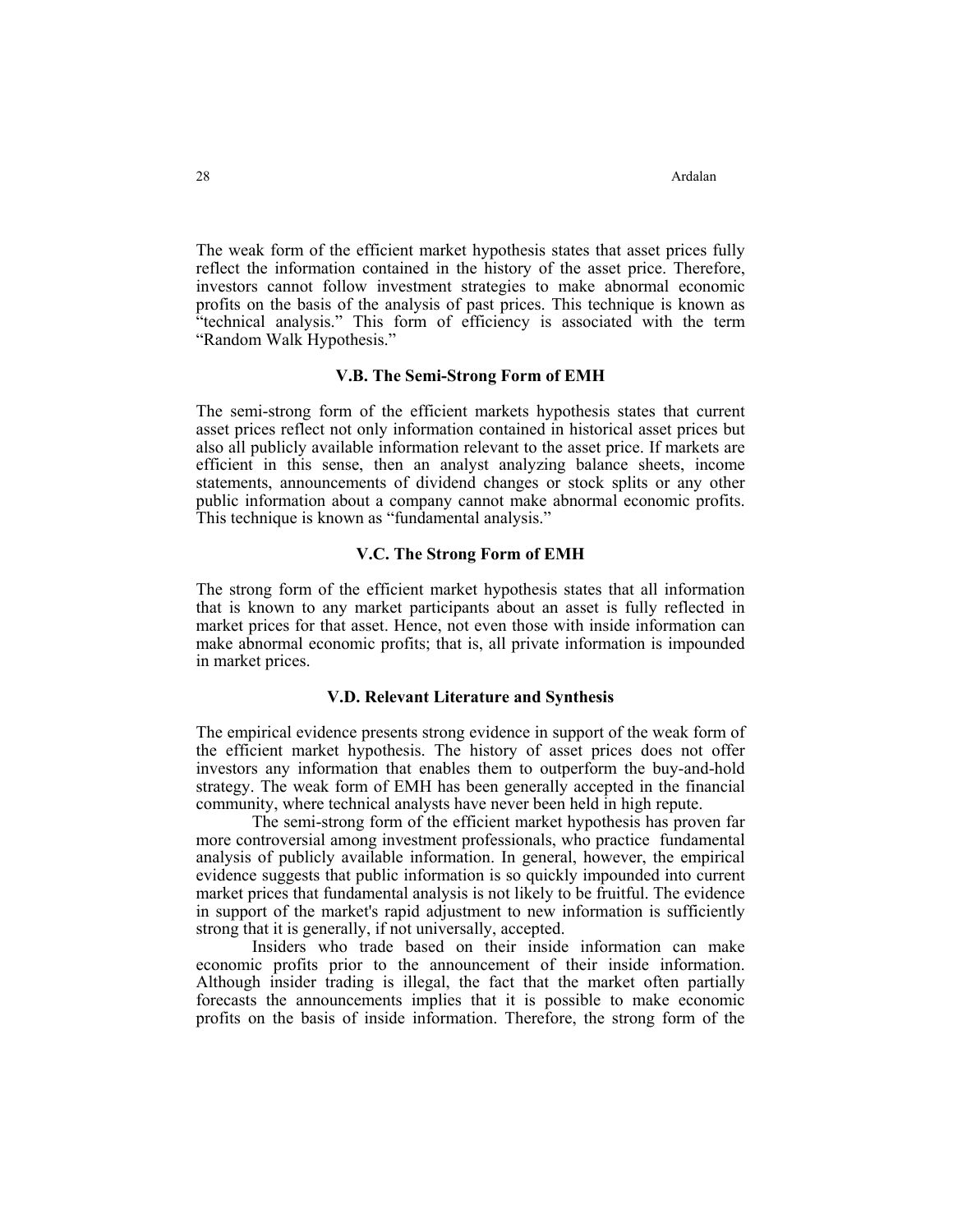The weak form of the efficient market hypothesis states that asset prices fully reflect the information contained in the history of the asset price. Therefore, investors cannot follow investment strategies to make abnormal economic profits on the basis of the analysis of past prices. This technique is known as "technical analysis." This form of efficiency is associated with the term "Random Walk Hypothesis."

### V.B. The Semi-Strong Form of EMH

The semi-strong form of the efficient markets hypothesis states that current asset prices reflect not only information contained in historical asset prices but also all publicly available information relevant to the asset price. If markets are efficient in this sense, then an analyst analyzing balance sheets, income statements, announcements of dividend changes or stock splits or any other public information about a company cannot make abnormal economic profits. This technique is known as "fundamental analysis."

### V.C. The Strong Form of EMH

The strong form of the efficient market hypothesis states that all information that is known to any market participants about an asset is fully reflected in market prices for that asset. Hence, not even those with inside information can make abnormal economic profits; that is, all private information is impounded in market prices.

### V.D. Relevant Literature and Synthesis

The empirical evidence presents strong evidence in support of the weak form of the efficient market hypothesis. The history of asset prices does not offer investors any information that enables them to outperform the buy-and-hold strategy. The weak form of EMH has been generally accepted in the financial community, where technical analysts have never been held in high repute.

The semi-strong form of the efficient market hypothesis has proven far more controversial among investment professionals, who practice fundamental analysis of publicly available information. In general, however, the empirical evidence suggests that public information is so quickly impounded into current market prices that fundamental analysis is not likely to be fruitful. The evidence in support of the market's rapid adjustment to new information is sufficiently strong that it is generally, if not universally, accepted.

Insiders who trade based on their inside information can make economic profits prior to the announcement of their inside information. Although insider trading is illegal, the fact that the market often partially forecasts the announcements implies that it is possible to make economic profits on the basis of inside information. Therefore, the strong form of the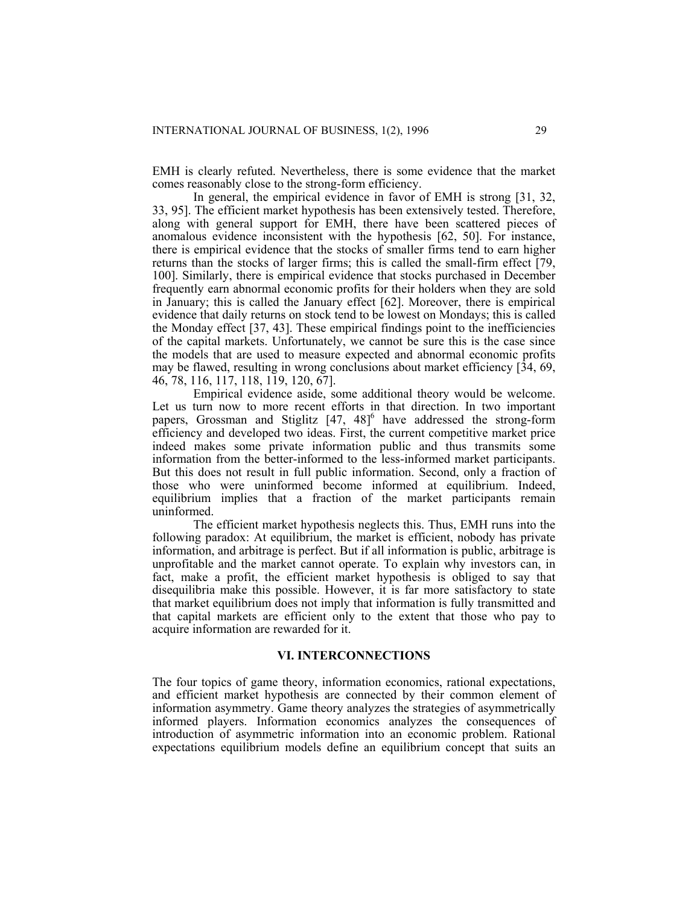EMH is clearly refuted. Nevertheless, there is some evidence that the market comes reasonably close to the strong-form efficiency.

In general, the empirical evidence in favor of EMH is strong [31, 32, 33, 95]. The efficient market hypothesis has been extensively tested. Therefore, along with general support for EMH, there have been scattered pieces of anomalous evidence inconsistent with the hypothesis [62, 50]. For instance, there is empirical evidence that the stocks of smaller firms tend to earn higher returns than the stocks of larger firms; this is called the small-firm effect [79, 100]. Similarly, there is empirical evidence that stocks purchased in December frequently earn abnormal economic profits for their holders when they are sold in January; this is called the January effect [62]. Moreover, there is empirical evidence that daily returns on stock tend to be lowest on Mondays; this is called the Monday effect [37, 43]. These empirical findings point to the inefficiencies of the capital markets. Unfortunately, we cannot be sure this is the case since the models that are used to measure expected and abnormal economic profits may be flawed, resulting in wrong conclusions about market efficiency [34, 69, 46, 78, 116, 117, 118, 119, 120, 67].

Empirical evidence aside, some additional theory would be welcome. Let us turn now to more recent efforts in that direction. In two important papers, Grossman and Stiglitz [47, 48][6] have addressed the strong-form efficiency and developed two ideas. First, the current competitive market price indeed makes some private information public and thus transmits some information from the better-informed to the less-informed market participants. But this does not result in full public information. Second, only a fraction of those who were uninformed become informed at equilibrium. Indeed, equilibrium implies that a fraction of the market participants remain uninformed.

The efficient market hypothesis neglects this. Thus, EMH runs into the following paradox: At equilibrium, the market is efficient, nobody has private information, and arbitrage is perfect. But if all information is public, arbitrage is unprofitable and the market cannot operate. To explain why investors can, in fact, make a profit, the efficient market hypothesis is obliged to say that disequilibria make this possible. However, it is far more satisfactory to state that market equilibrium does not imply that information is fully transmitted and that capital markets are efficient only to the extent that those who pay to acquire information are rewarded for it.

## VI. INTERCONNECTIONS

The four topics of game theory, information economics, rational expectations, and efficient market hypothesis are connected by their common element of information asymmetry. Game theory analyzes the strategies of asymmetrically informed players. Information economics analyzes the consequences of introduction of asymmetric information into an economic problem. Rational expectations equilibrium models define an equilibrium concept that suits an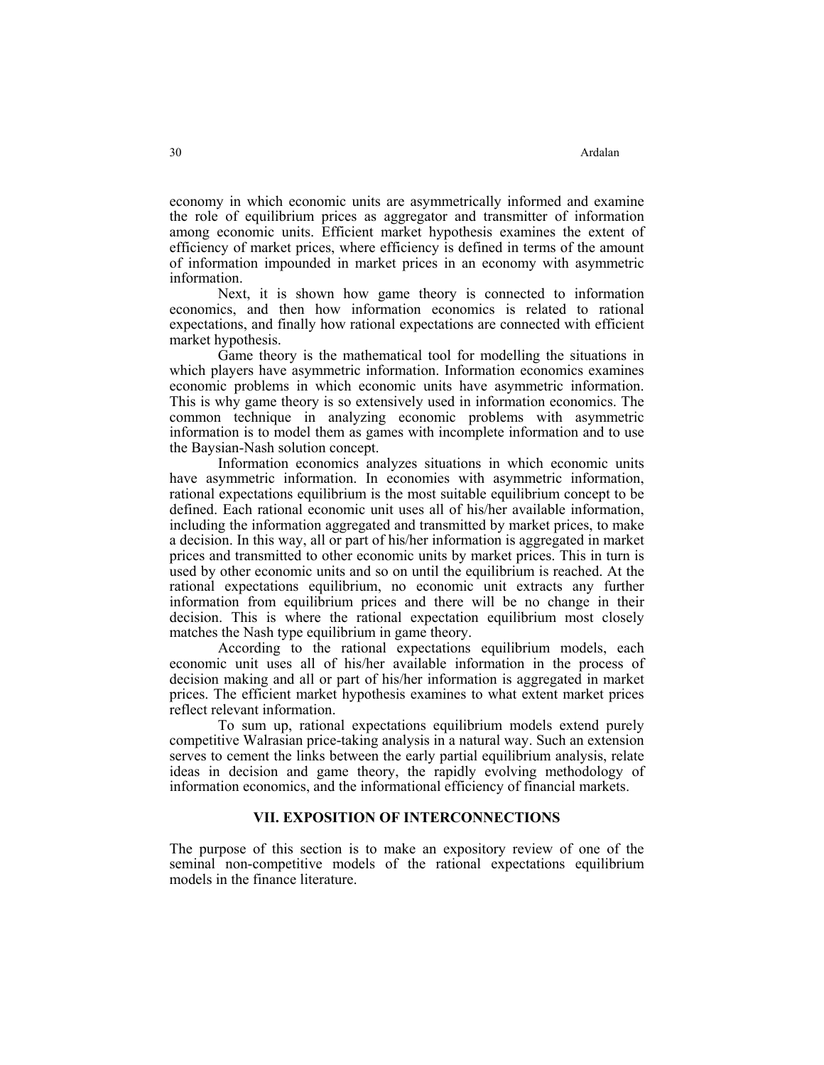economy in which economic units are asymmetrically informed and examine the role of equilibrium prices as aggregator and transmitter of information among economic units. Efficient market hypothesis examines the extent of efficiency of market prices, where efficiency is defined in terms of the amount of information impounded in market prices in an economy with asymmetric information.

Next, it is shown how game theory is connected to information economics, and then how information economics is related to rational expectations, and finally how rational expectations are connected with efficient market hypothesis.

Game theory is the mathematical tool for modelling the situations in which players have asymmetric information. Information economics examines economic problems in which economic units have asymmetric information. This is why game theory is so extensively used in information economics. The common technique in analyzing economic problems with asymmetric information is to model them as games with incomplete information and to use the Baysian-Nash solution concept.

Information economics analyzes situations in which economic units have asymmetric information. In economies with asymmetric information, rational expectations equilibrium is the most suitable equilibrium concept to be defined. Each rational economic unit uses all of his/her available information, including the information aggregated and transmitted by market prices, to make a decision. In this way, all or part of his/her information is aggregated in market prices and transmitted to other economic units by market prices. This in turn is used by other economic units and so on until the equilibrium is reached. At the rational expectations equilibrium, no economic unit extracts any further information from equilibrium prices and there will be no change in their decision. This is where the rational expectation equilibrium most closely matches the Nash type equilibrium in game theory.

According to the rational expectations equilibrium models, each economic unit uses all of his/her available information in the process of decision making and all or part of his/her information is aggregated in market prices. The efficient market hypothesis examines to what extent market prices reflect relevant information.

To sum up, rational expectations equilibrium models extend purely competitive Walrasian price-taking analysis in a natural way. Such an extension serves to cement the links between the early partial equilibrium analysis, relate ideas in decision and game theory, the rapidly evolving methodology of information economics, and the informational efficiency of financial markets.

## VII. EXPOSITION OF INTERCONNECTIONS

The purpose of this section is to make an expository review of one of the seminal non-competitive models of the rational expectations equilibrium models in the finance literature.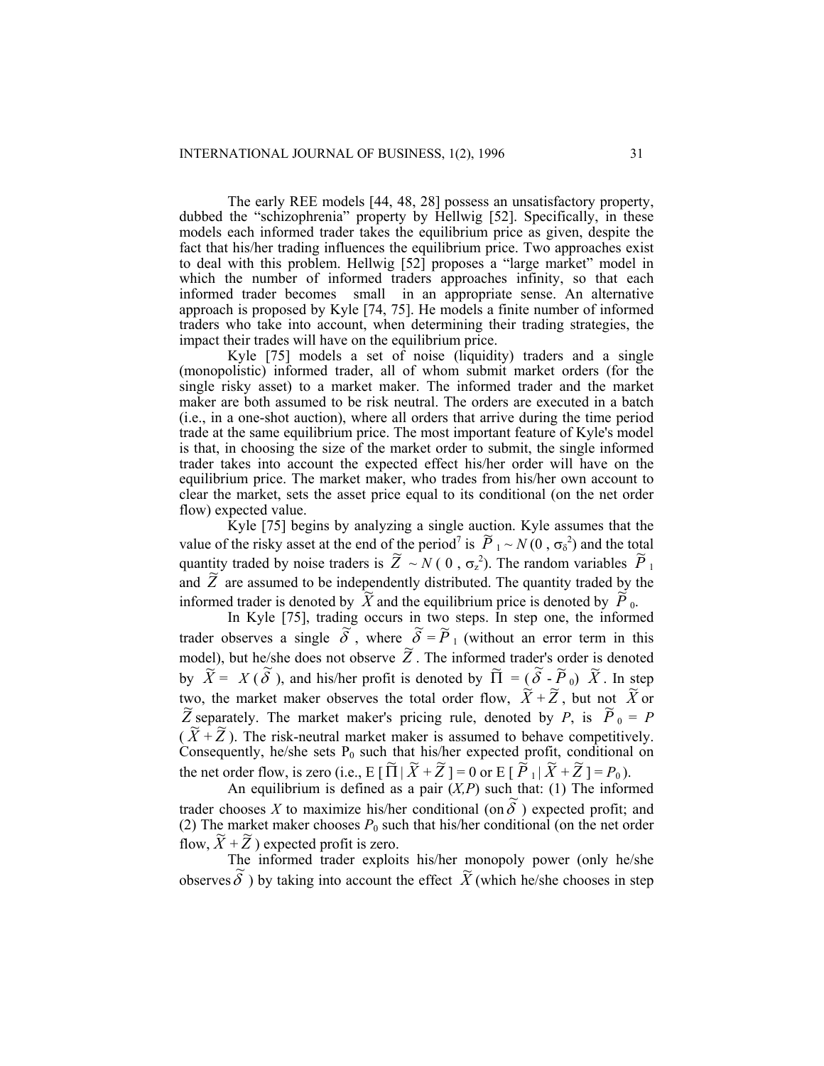The early REE models [44, 48, 28] possess an unsatisfactory property, dubbed the "schizophrenia" property by Hellwig [52]. Specifically, in these models each informed trader takes the equilibrium price as given, despite the fact that his/her trading influences the equilibrium price. Two approaches exist to deal with this problem. Hellwig [52] proposes a "large market" model in which the number of informed traders approaches infinity, so that each informed trader becomes small in an appropriate sense. An alternative approach is proposed by Kyle [74, 75]. He models a finite number of informed traders who take into account, when determining their trading strategies, the impact their trades will have on the equilibrium price.

Kyle [75] models a set of noise (liquidity) traders and a single (monopolistic) informed trader, all of whom submit market orders (for the single risky asset) to a market maker. The informed trader and the market maker are both assumed to be risk neutral. The orders are executed in a batch (i.e., in a one-shot auction), where all orders that arrive during the time period trade at the same equilibrium price. The most important feature of Kyle's model is that, in choosing the size of the market order to submit, the single informed trader takes into account the expected effect his/her order will have on the equilibrium price. The market maker, who trades from his/her own account to clear the market, sets the asset price equal to its conditional (on the net order flow) expected value.

Kyle [75] begins by analyzing a single auction. Kyle assumes that the value of the risky asset at the end of the period[7] is $\tilde{P}_1 \sim N(0, \sigma_\delta^2)$ and the total quantity traded by noise traders is $\tilde{Z} \sim N(0, \sigma_z^2)$. The random variables $\tilde{P}_1$ and $\tilde{Z}$ are assumed to be independently distributed. The quantity traded by the informed trader is denoted by $\tilde{X}$ and the equilibrium price is denoted by $\tilde{P}_0$.

In Kyle [75], trading occurs in two steps. In step one, the informed trader observes a single $\tilde{\delta}$, where $\tilde{\delta} = \tilde{P}_1$ (without an error term in this model), but he/she does not observe $\tilde{Z}$. The informed trader's order is denoted by $\tilde{X} = X(\tilde{\delta})$, and his/her profit is denoted by $\tilde{\Pi} = (\tilde{\delta} - \tilde{P}_0)\tilde{X}$. In step two, the market maker observes the total order flow, $\tilde{X} + \tilde{Z}$, but not $\tilde{X}$ or $\tilde{Z}$ separately. The market maker's pricing rule, denoted by $P$, is $\tilde{P}_0 = P(\tilde{X} + \tilde{Z})$. The risk-neutral market maker is assumed to behave competitively. Consequently, he/she sets $P_0$ such that his/her expected profit, conditional on the net order flow, is zero (i.e., $E[\tilde{\Pi} \mid \tilde{X} + \tilde{Z}] = 0$ or $E[\tilde{P}_1 \mid \tilde{X} + \tilde{Z}] = P_0$).

An equilibrium is defined as a pair $(X,P)$ such that: (1) The informed trader chooses $X$ to maximize his/her conditional (on $\tilde{\delta}$) expected profit; and (2) The market maker chooses $P_0$ such that his/her conditional (on the net order flow, $\tilde{X} + \tilde{Z}$) expected profit is zero.

The informed trader exploits his/her monopoly power (only he/she observes $\tilde{\delta}$) by taking into account the effect $\tilde{X}$ (which he/she chooses in step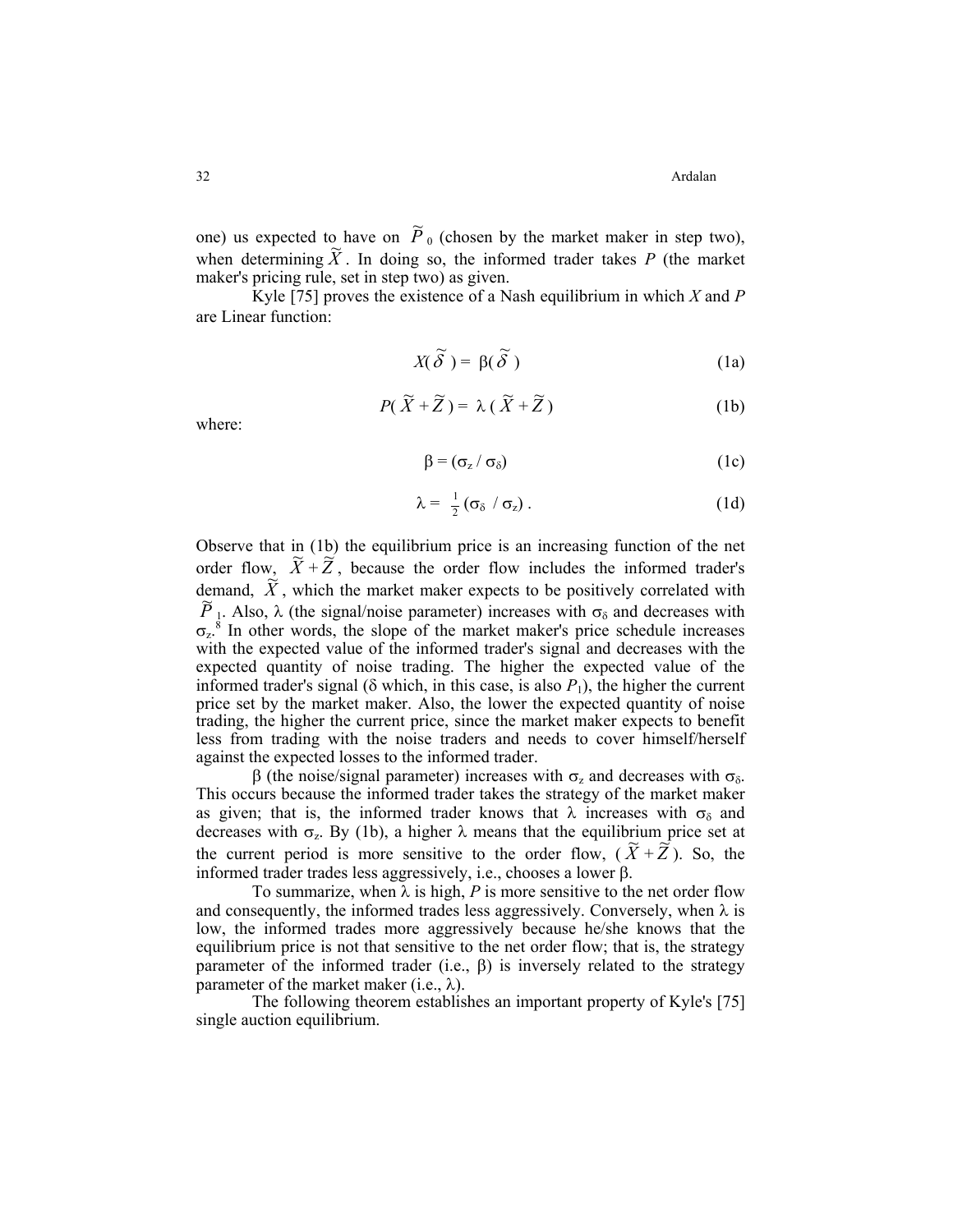one) us expected to have on $\widetilde{P}_0$ (chosen by the market maker in step two), when determining $\widetilde{X}$. In doing so, the informed trader takes *P* (the market maker's pricing rule, set in step two) as given.

Kyle [75] proves the existence of a Nash equilibrium in which *X* and *P* are Linear function:

$$X(\widetilde{\delta}) = \beta(\widetilde{\delta}) \tag{1a}$$

$$P(\widetilde{X} + \widetilde{Z}) = \lambda(\widetilde{X} + \widetilde{Z}) \tag{1b}$$

where:

$$\beta = (\sigma_z / \sigma_\delta) \tag{1c}$$

$$\lambda = \tfrac{1}{2}(\sigma_\delta / \sigma_z). \tag{1d}$$

Observe that in (1b) the equilibrium price is an increasing function of the net order flow, $\widetilde{X} + \widetilde{Z}$, because the order flow includes the informed trader's demand, $\widetilde{X}$, which the market maker expects to be positively correlated with $\widetilde{P}_1$. Also, $\lambda$ (the signal/noise parameter) increases with $\sigma_\delta$ and decreases with $\sigma_z$.[8] In other words, the slope of the market maker's price schedule increases with the expected value of the informed trader's signal and decreases with the expected quantity of noise trading. The higher the expected value of the informed trader's signal ($\delta$ which, in this case, is also $P_1$), the higher the current price set by the market maker. Also, the lower the expected quantity of noise trading, the higher the current price, since the market maker expects to benefit less from trading with the noise traders and needs to cover himself/herself against the expected losses to the informed trader.

$\beta$ (the noise/signal parameter) increases with $\sigma_z$ and decreases with $\sigma_\delta$. This occurs because the informed trader takes the strategy of the market maker as given; that is, the informed trader knows that $\lambda$ increases with $\sigma_\delta$ and decreases with $\sigma_z$. By (1b), a higher $\lambda$ means that the equilibrium price set at the current period is more sensitive to the order flow, $(\widetilde{X} + \widetilde{Z})$. So, the informed trader trades less aggressively, i.e., chooses a lower $\beta$.

To summarize, when $\lambda$ is high, *P* is more sensitive to the net order flow and consequently, the informed trades less aggressively. Conversely, when $\lambda$ is low, the informed trades more aggressively because he/she knows that the equilibrium price is not that sensitive to the net order flow; that is, the strategy parameter of the informed trader (i.e., $\beta$) is inversely related to the strategy parameter of the market maker (i.e., $\lambda$).

The following theorem establishes an important property of Kyle's [75] single auction equilibrium.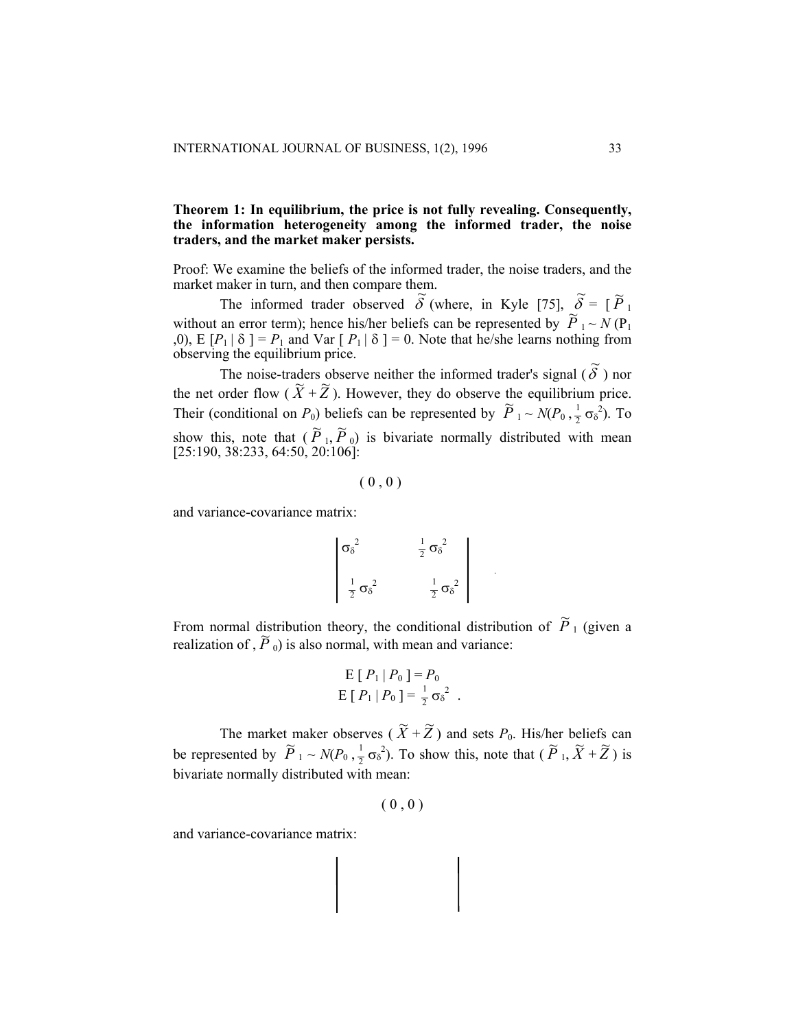**Theorem 1: In equilibrium, the price is not fully revealing. Consequently, the information heterogeneity among the informed trader, the noise traders, and the market maker persists.**

Proof: We examine the beliefs of the informed trader, the noise traders, and the market maker in turn, and then compare them.

The informed trader observed $\tilde{\delta}$ (where, in Kyle [75], $\tilde{\delta}$ = [ $\tilde{P}_1$ without an error term); hence his/her beliefs can be represented by $\tilde{P}_1 \sim N$ ($P_1$ ,0), E [$P_1$ | δ ] = $P_1$ and Var [ $P_1$ | δ ] = 0. Note that he/she learns nothing from observing the equilibrium price.

The noise-traders observe neither the informed trader's signal ( $\tilde{\delta}$ ) nor the net order flow ( $\tilde{X} + \tilde{Z}$ ). However, they do observe the equilibrium price. Their (conditional on $P_0$) beliefs can be represented by $\tilde{P}_1 \sim N(P_0 , \frac{1}{2}\sigma_\delta^2)$. To show this, note that ( $\tilde{P}_1$, $\tilde{P}_0$) is bivariate normally distributed with mean [25:190, 38:233, 64:50, 20:106]:

$$( 0 , 0 )$$

and variance-covariance matrix:

$$\begin{vmatrix} \sigma_\delta^2 & \frac{1}{2}\sigma_\delta^2 \\ \frac{1}{2}\sigma_\delta^2 & \frac{1}{2}\sigma_\delta^2 \end{vmatrix} .$$

From normal distribution theory, the conditional distribution of $\tilde{P}_1$ (given a realization of , $\tilde{P}_0$) is also normal, with mean and variance:

$$\text{E} [ P_1 | P_0 ] = P_0$$
$$\text{E} [ P_1 | P_0 ] = \tfrac{1}{2}\sigma_\delta^2 \ .$$

The market maker observes ( $\tilde{X} + \tilde{Z}$ ) and sets $P_0$. His/her beliefs can be represented by $\tilde{P}_1 \sim N(P_0 , \frac{1}{2}\sigma_\delta^2)$. To show this, note that ( $\tilde{P}_1$, $\tilde{X} + \tilde{Z}$ ) is bivariate normally distributed with mean:

$$( 0 , 0 )$$

and variance-covariance matrix: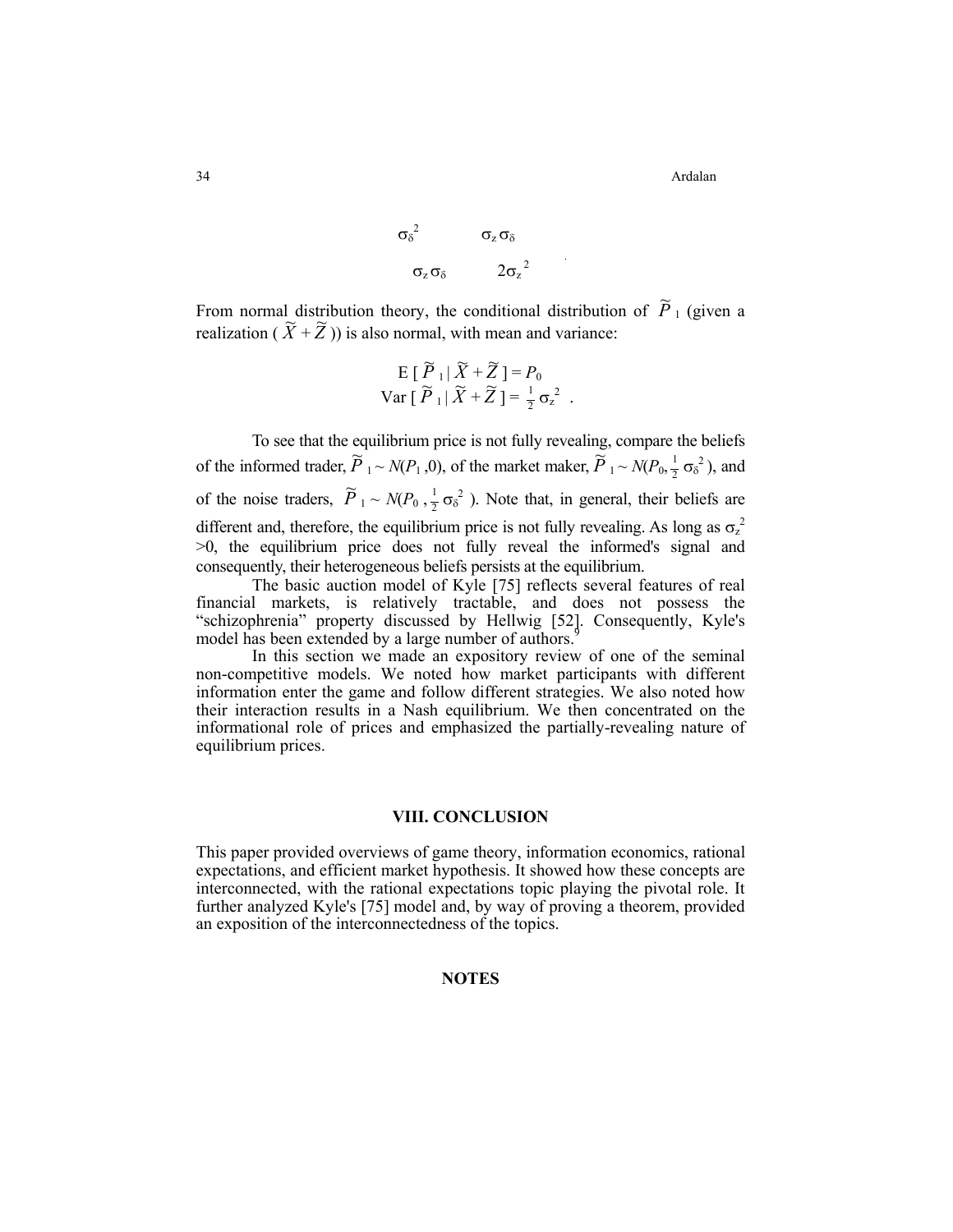$$
\begin{matrix}
\sigma_\delta^2 & \sigma_z \sigma_\delta \\
\sigma_z \sigma_\delta & 2\sigma_z^2
\end{matrix}
$$

From normal distribution theory, the conditional distribution of $\widetilde{P}_1$ (given a realization ($\widetilde{X} + \widetilde{Z}$)) is also normal, with mean and variance:

$$
\mathrm{E}\,[\,\widetilde{P}_1 \,|\, \widetilde{X} + \widetilde{Z}\,] = P_0
$$

$$
\mathrm{Var}\,[\,\widetilde{P}_1 \,|\, \widetilde{X} + \widetilde{Z}\,] = \tfrac{1}{2}\,\sigma_z^2 \;.
$$

To see that the equilibrium price is not fully revealing, compare the beliefs of the informed trader, $\widetilde{P}_1 \sim N(P_1, 0)$, of the market maker, $\widetilde{P}_1 \sim N(P_0, \frac{1}{2}\sigma_\delta^2)$, and of the noise traders, $\widetilde{P}_1 \sim N(P_0, \frac{1}{2}\sigma_\delta^2)$. Note that, in general, their beliefs are different and, therefore, the equilibrium price is not fully revealing. As long as $\sigma_z^2 > 0$, the equilibrium price does not fully reveal the informed's signal and consequently, their heterogeneous beliefs persists at the equilibrium.

The basic auction model of Kyle [75] reflects several features of real financial markets, is relatively tractable, and does not possess the "schizophrenia" property discussed by Hellwig [52]. Consequently, Kyle's model has been extended by a large number of authors.[9]

In this section we made an expository review of one of the seminal non-competitive models. We noted how market participants with different information enter the game and follow different strategies. We also noted how their interaction results in a Nash equilibrium. We then concentrated on the informational role of prices and emphasized the partially-revealing nature of equilibrium prices.

## VIII. CONCLUSION

This paper provided overviews of game theory, information economics, rational expectations, and efficient market hypothesis. It showed how these concepts are interconnected, with the rational expectations topic playing the pivotal role. It further analyzed Kyle's [75] model and, by way of proving a theorem, provided an exposition of the interconnectedness of the topics.

## NOTES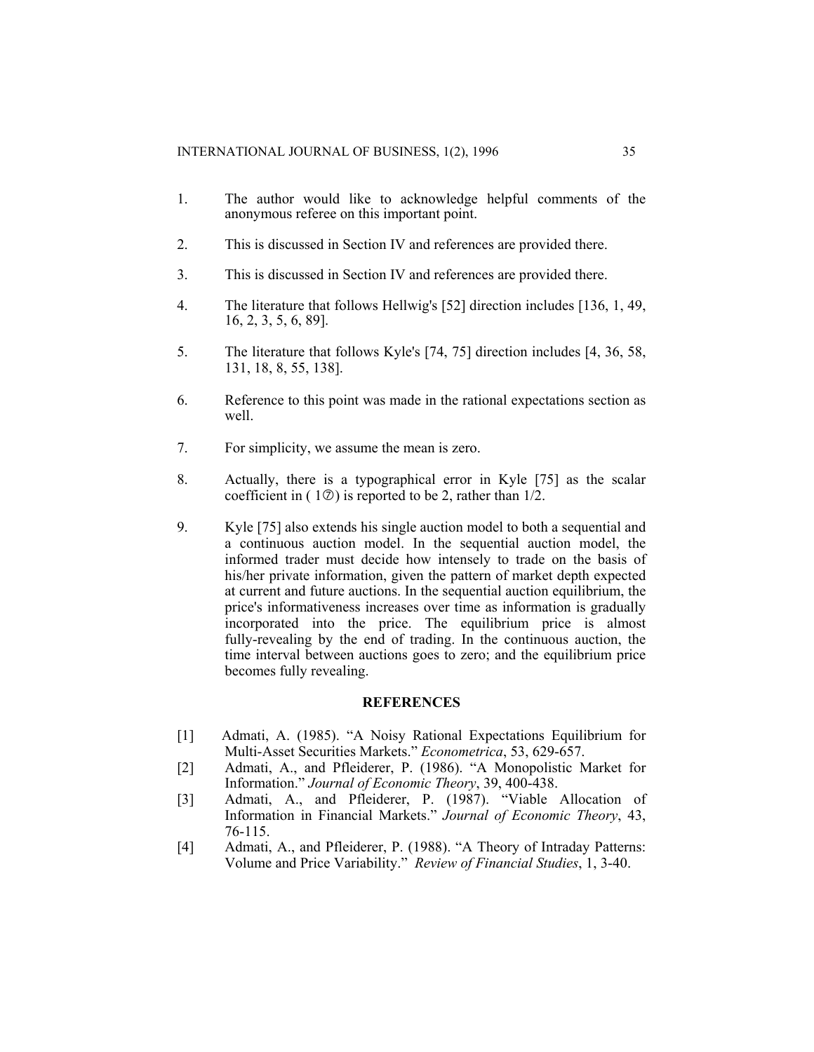1. The author would like to acknowledge helpful comments of the anonymous referee on this important point.

2. This is discussed in Section IV and references are provided there.

3. This is discussed in Section IV and references are provided there.

4. The literature that follows Hellwig's [52] direction includes [136, 1, 49, 16, 2, 3, 5, 6, 89].

5. The literature that follows Kyle's [74, 75] direction includes [4, 36, 58, 131, 18, 8, 55, 138].

6. Reference to this point was made in the rational expectations section as well.

7. For simplicity, we assume the mean is zero.

8. Actually, there is a typographical error in Kyle [75] as the scalar coefficient in ( 1⑦) is reported to be 2, rather than 1/2.

9. Kyle [75] also extends his single auction model to both a sequential and a continuous auction model. In the sequential auction model, the informed trader must decide how intensely to trade on the basis of his/her private information, given the pattern of market depth expected at current and future auctions. In the sequential auction equilibrium, the price's informativeness increases over time as information is gradually incorporated into the price. The equilibrium price is almost fully-revealing by the end of trading. In the continuous auction, the time interval between auctions goes to zero; and the equilibrium price becomes fully revealing.

## REFERENCES

[1] Admati, A. (1985). "A Noisy Rational Expectations Equilibrium for Multi-Asset Securities Markets." *Econometrica*, 53, 629-657.

[2] Admati, A., and Pfleiderer, P. (1986). "A Monopolistic Market for Information." *Journal of Economic Theory*, 39, 400-438.

[3] Admati, A., and Pfleiderer, P. (1987). "Viable Allocation of Information in Financial Markets." *Journal of Economic Theory*, 43, 76-115.

[4] Admati, A., and Pfleiderer, P. (1988). "A Theory of Intraday Patterns: Volume and Price Variability." *Review of Financial Studies*, 1, 3-40.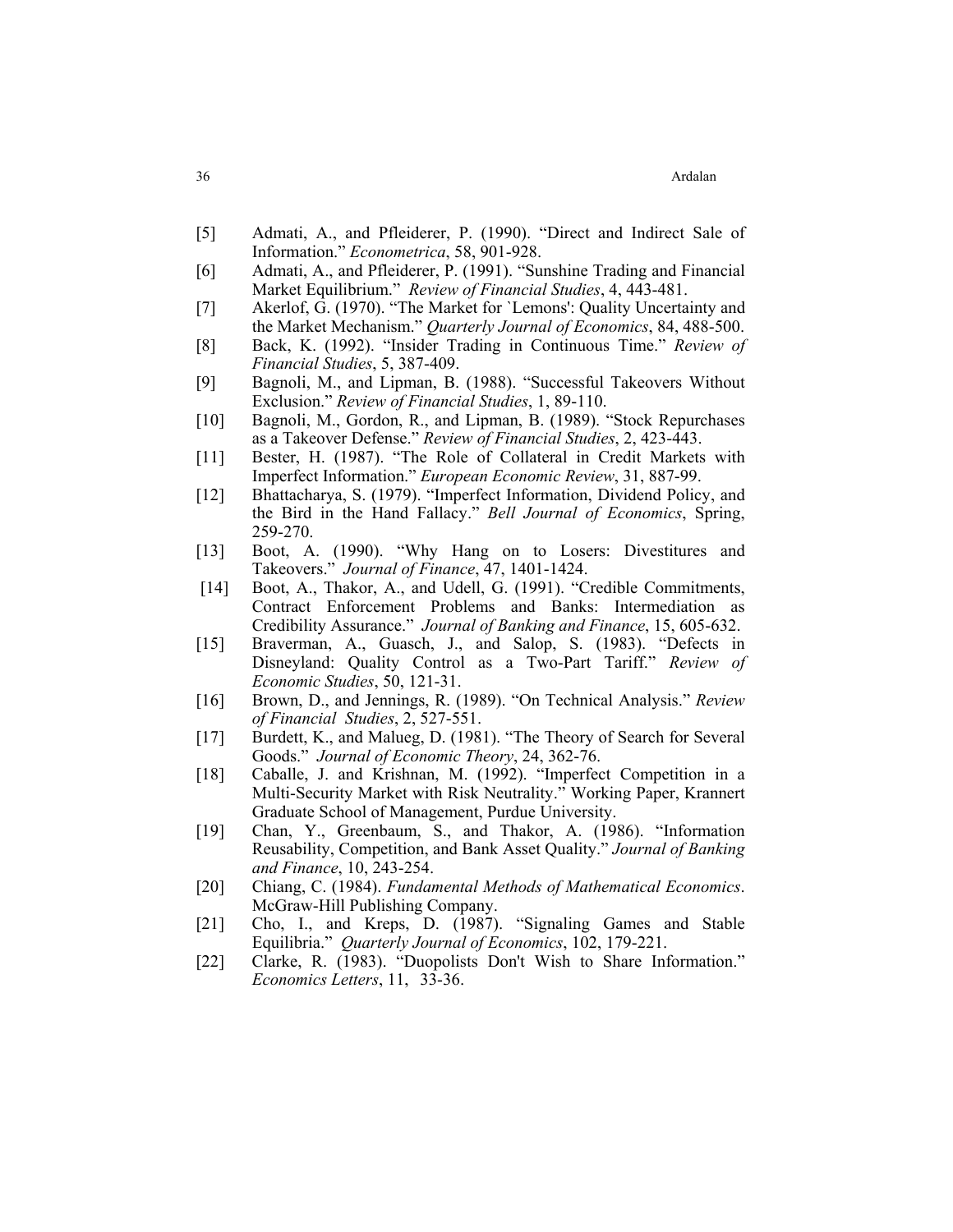[5] Admati, A., and Pfleiderer, P. (1990). "Direct and Indirect Sale of Information." *Econometrica*, 58, 901-928.

[6] Admati, A., and Pfleiderer, P. (1991). "Sunshine Trading and Financial Market Equilibrium." *Review of Financial Studies*, 4, 443-481.

[7] Akerlof, G. (1970). "The Market for `Lemons': Quality Uncertainty and the Market Mechanism." *Quarterly Journal of Economics*, 84, 488-500.

[8] Back, K. (1992). "Insider Trading in Continuous Time." *Review of Financial Studies*, 5, 387-409.

[9] Bagnoli, M., and Lipman, B. (1988). "Successful Takeovers Without Exclusion." *Review of Financial Studies*, 1, 89-110.

[10] Bagnoli, M., Gordon, R., and Lipman, B. (1989). "Stock Repurchases as a Takeover Defense." *Review of Financial Studies*, 2, 423-443.

[11] Bester, H. (1987). "The Role of Collateral in Credit Markets with Imperfect Information." *European Economic Review*, 31, 887-99.

[12] Bhattacharya, S. (1979). "Imperfect Information, Dividend Policy, and the Bird in the Hand Fallacy." *Bell Journal of Economics*, Spring, 259-270.

[13] Boot, A. (1990). "Why Hang on to Losers: Divestitures and Takeovers." *Journal of Finance*, 47, 1401-1424.

[14] Boot, A., Thakor, A., and Udell, G. (1991). "Credible Commitments, Contract Enforcement Problems and Banks: Intermediation as Credibility Assurance." *Journal of Banking and Finance*, 15, 605-632.

[15] Braverman, A., Guasch, J., and Salop, S. (1983). "Defects in Disneyland: Quality Control as a Two-Part Tariff." *Review of Economic Studies*, 50, 121-31.

[16] Brown, D., and Jennings, R. (1989). "On Technical Analysis." *Review of Financial Studies*, 2, 527-551.

[17] Burdett, K., and Malueg, D. (1981). "The Theory of Search for Several Goods." *Journal of Economic Theory*, 24, 362-76.

[18] Caballe, J. and Krishnan, M. (1992). "Imperfect Competition in a Multi-Security Market with Risk Neutrality." Working Paper, Krannert Graduate School of Management, Purdue University.

[19] Chan, Y., Greenbaum, S., and Thakor, A. (1986). "Information Reusability, Competition, and Bank Asset Quality." *Journal of Banking and Finance*, 10, 243-254.

[20] Chiang, C. (1984). *Fundamental Methods of Mathematical Economics*. McGraw-Hill Publishing Company.

[21] Cho, I., and Kreps, D. (1987). "Signaling Games and Stable Equilibria." *Quarterly Journal of Economics*, 102, 179-221.

[22] Clarke, R. (1983). "Duopolists Don't Wish to Share Information." *Economics Letters*, 11, 33-36.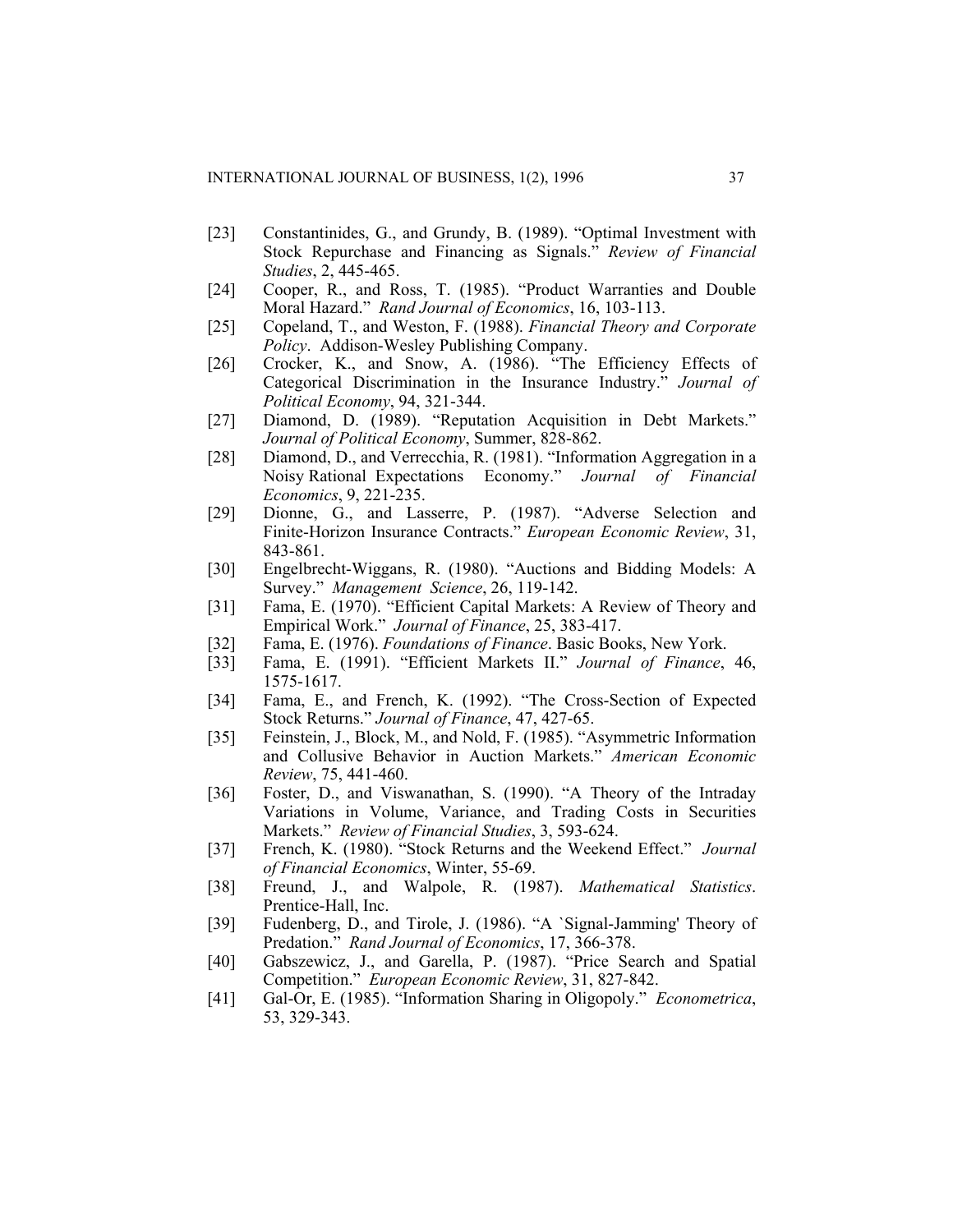[23] Constantinides, G., and Grundy, B. (1989). "Optimal Investment with Stock Repurchase and Financing as Signals." *Review of Financial Studies*, 2, 445-465.

[24] Cooper, R., and Ross, T. (1985). "Product Warranties and Double Moral Hazard." *Rand Journal of Economics*, 16, 103-113.

[25] Copeland, T., and Weston, F. (1988). *Financial Theory and Corporate Policy*. Addison-Wesley Publishing Company.

[26] Crocker, K., and Snow, A. (1986). "The Efficiency Effects of Categorical Discrimination in the Insurance Industry." *Journal of Political Economy*, 94, 321-344.

[27] Diamond, D. (1989). "Reputation Acquisition in Debt Markets." *Journal of Political Economy*, Summer, 828-862.

[28] Diamond, D., and Verrecchia, R. (1981). "Information Aggregation in a Noisy Rational Expectations Economy." *Journal of Financial Economics*, 9, 221-235.

[29] Dionne, G., and Lasserre, P. (1987). "Adverse Selection and Finite-Horizon Insurance Contracts." *European Economic Review*, 31, 843-861.

[30] Engelbrecht-Wiggans, R. (1980). "Auctions and Bidding Models: A Survey." *Management Science*, 26, 119-142.

[31] Fama, E. (1970). "Efficient Capital Markets: A Review of Theory and Empirical Work." *Journal of Finance*, 25, 383-417.

[32] Fama, E. (1976). *Foundations of Finance*. Basic Books, New York.

[33] Fama, E. (1991). "Efficient Markets II." *Journal of Finance*, 46, 1575-1617.

[34] Fama, E., and French, K. (1992). "The Cross-Section of Expected Stock Returns." *Journal of Finance*, 47, 427-65.

[35] Feinstein, J., Block, M., and Nold, F. (1985). "Asymmetric Information and Collusive Behavior in Auction Markets." *American Economic Review*, 75, 441-460.

[36] Foster, D., and Viswanathan, S. (1990). "A Theory of the Intraday Variations in Volume, Variance, and Trading Costs in Securities Markets." *Review of Financial Studies*, 3, 593-624.

[37] French, K. (1980). "Stock Returns and the Weekend Effect." *Journal of Financial Economics*, Winter, 55-69.

[38] Freund, J., and Walpole, R. (1987). *Mathematical Statistics*. Prentice-Hall, Inc.

[39] Fudenberg, D., and Tirole, J. (1986). "A `Signal-Jamming' Theory of Predation." *Rand Journal of Economics*, 17, 366-378.

[40] Gabszewicz, J., and Garella, P. (1987). "Price Search and Spatial Competition." *European Economic Review*, 31, 827-842.

[41] Gal-Or, E. (1985). "Information Sharing in Oligopoly." *Econometrica*, 53, 329-343.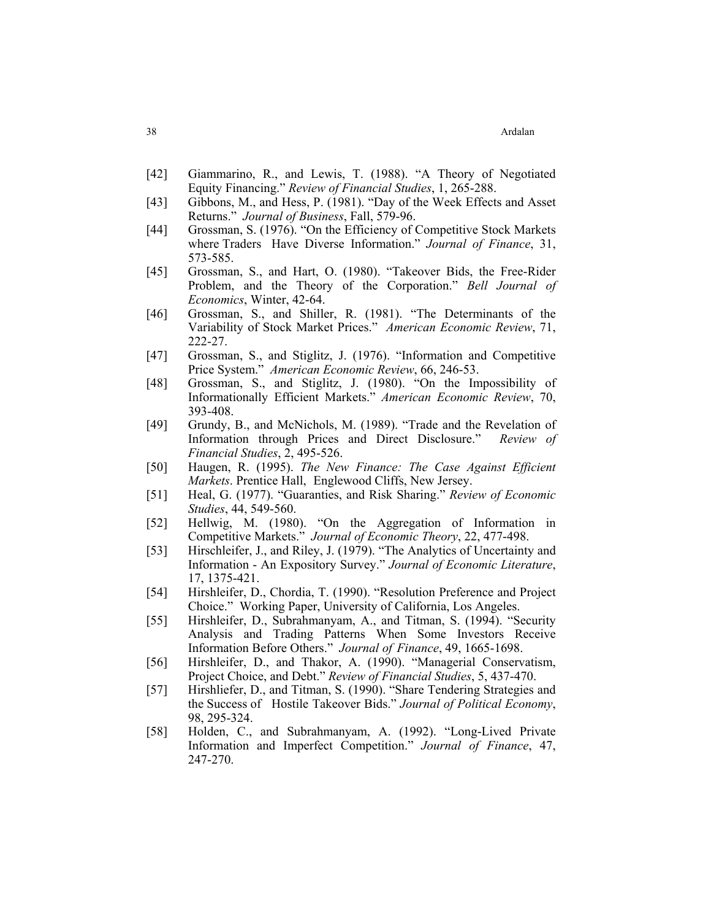[42] Giammarino, R., and Lewis, T. (1988). "A Theory of Negotiated Equity Financing." *Review of Financial Studies*, 1, 265-288.

[43] Gibbons, M., and Hess, P. (1981). "Day of the Week Effects and Asset Returns." *Journal of Business*, Fall, 579-96.

[44] Grossman, S. (1976). "On the Efficiency of Competitive Stock Markets where Traders Have Diverse Information." *Journal of Finance*, 31, 573-585.

[45] Grossman, S., and Hart, O. (1980). "Takeover Bids, the Free-Rider Problem, and the Theory of the Corporation." *Bell Journal of Economics*, Winter, 42-64.

[46] Grossman, S., and Shiller, R. (1981). "The Determinants of the Variability of Stock Market Prices." *American Economic Review*, 71, 222-27.

[47] Grossman, S., and Stiglitz, J. (1976). "Information and Competitive Price System." *American Economic Review*, 66, 246-53.

[48] Grossman, S., and Stiglitz, J. (1980). "On the Impossibility of Informationally Efficient Markets." *American Economic Review*, 70, 393-408.

[49] Grundy, B., and McNichols, M. (1989). "Trade and the Revelation of Information through Prices and Direct Disclosure." *Review of Financial Studies*, 2, 495-526.

[50] Haugen, R. (1995). *The New Finance: The Case Against Efficient Markets*. Prentice Hall, Englewood Cliffs, New Jersey.

[51] Heal, G. (1977). "Guaranties, and Risk Sharing." *Review of Economic Studies*, 44, 549-560.

[52] Hellwig, M. (1980). "On the Aggregation of Information in Competitive Markets." *Journal of Economic Theory*, 22, 477-498.

[53] Hirschleifer, J., and Riley, J. (1979). "The Analytics of Uncertainty and Information - An Expository Survey." *Journal of Economic Literature*, 17, 1375-421.

[54] Hirshleifer, D., Chordia, T. (1990). "Resolution Preference and Project Choice." Working Paper, University of California, Los Angeles.

[55] Hirshleifer, D., Subrahmanyam, A., and Titman, S. (1994). "Security Analysis and Trading Patterns When Some Investors Receive Information Before Others." *Journal of Finance*, 49, 1665-1698.

[56] Hirshleifer, D., and Thakor, A. (1990). "Managerial Conservatism, Project Choice, and Debt." *Review of Financial Studies*, 5, 437-470.

[57] Hirshliefer, D., and Titman, S. (1990). "Share Tendering Strategies and the Success of Hostile Takeover Bids." *Journal of Political Economy*, 98, 295-324.

[58] Holden, C., and Subrahmanyam, A. (1992). "Long-Lived Private Information and Imperfect Competition." *Journal of Finance*, 47, 247-270.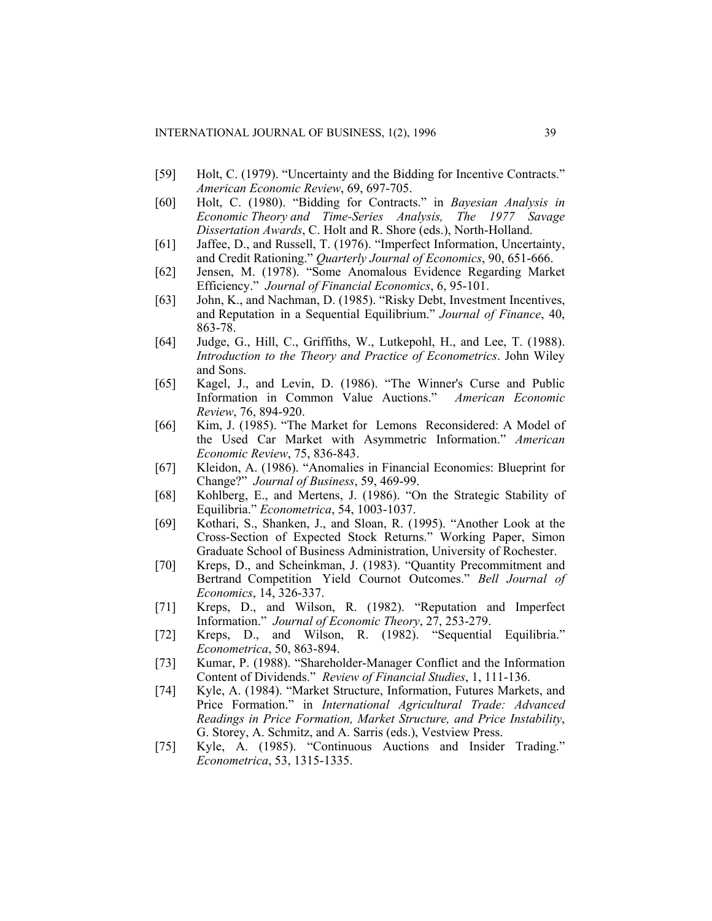[59] Holt, C. (1979). "Uncertainty and the Bidding for Incentive Contracts." *American Economic Review*, 69, 697-705.

[60] Holt, C. (1980). "Bidding for Contracts." in *Bayesian Analysis in Economic Theory and Time-Series Analysis, The 1977 Savage Dissertation Awards*, C. Holt and R. Shore (eds.), North-Holland.

[61] Jaffee, D., and Russell, T. (1976). "Imperfect Information, Uncertainty, and Credit Rationing." *Quarterly Journal of Economics*, 90, 651-666.

[62] Jensen, M. (1978). "Some Anomalous Evidence Regarding Market Efficiency." *Journal of Financial Economics*, 6, 95-101.

[63] John, K., and Nachman, D. (1985). "Risky Debt, Investment Incentives, and Reputation in a Sequential Equilibrium." *Journal of Finance*, 40, 863-78.

[64] Judge, G., Hill, C., Griffiths, W., Lutkepohl, H., and Lee, T. (1988). *Introduction to the Theory and Practice of Econometrics*. John Wiley and Sons.

[65] Kagel, J., and Levin, D. (1986). "The Winner's Curse and Public Information in Common Value Auctions." *American Economic Review*, 76, 894-920.

[66] Kim, J. (1985). "The Market for Lemons Reconsidered: A Model of the Used Car Market with Asymmetric Information." *American Economic Review*, 75, 836-843.

[67] Kleidon, A. (1986). "Anomalies in Financial Economics: Blueprint for Change?" *Journal of Business*, 59, 469-99.

[68] Kohlberg, E., and Mertens, J. (1986). "On the Strategic Stability of Equilibria." *Econometrica*, 54, 1003-1037.

[69] Kothari, S., Shanken, J., and Sloan, R. (1995). "Another Look at the Cross-Section of Expected Stock Returns." Working Paper, Simon Graduate School of Business Administration, University of Rochester.

[70] Kreps, D., and Scheinkman, J. (1983). "Quantity Precommitment and Bertrand Competition Yield Cournot Outcomes." *Bell Journal of Economics*, 14, 326-337.

[71] Kreps, D., and Wilson, R. (1982). "Reputation and Imperfect Information." *Journal of Economic Theory*, 27, 253-279.

[72] Kreps, D., and Wilson, R. (1982). "Sequential Equilibria." *Econometrica*, 50, 863-894.

[73] Kumar, P. (1988). "Shareholder-Manager Conflict and the Information Content of Dividends." *Review of Financial Studies*, 1, 111-136.

[74] Kyle, A. (1984). "Market Structure, Information, Futures Markets, and Price Formation." in *International Agricultural Trade: Advanced Readings in Price Formation, Market Structure, and Price Instability*, G. Storey, A. Schmitz, and A. Sarris (eds.), Vestview Press.

[75] Kyle, A. (1985). "Continuous Auctions and Insider Trading." *Econometrica*, 53, 1315-1335.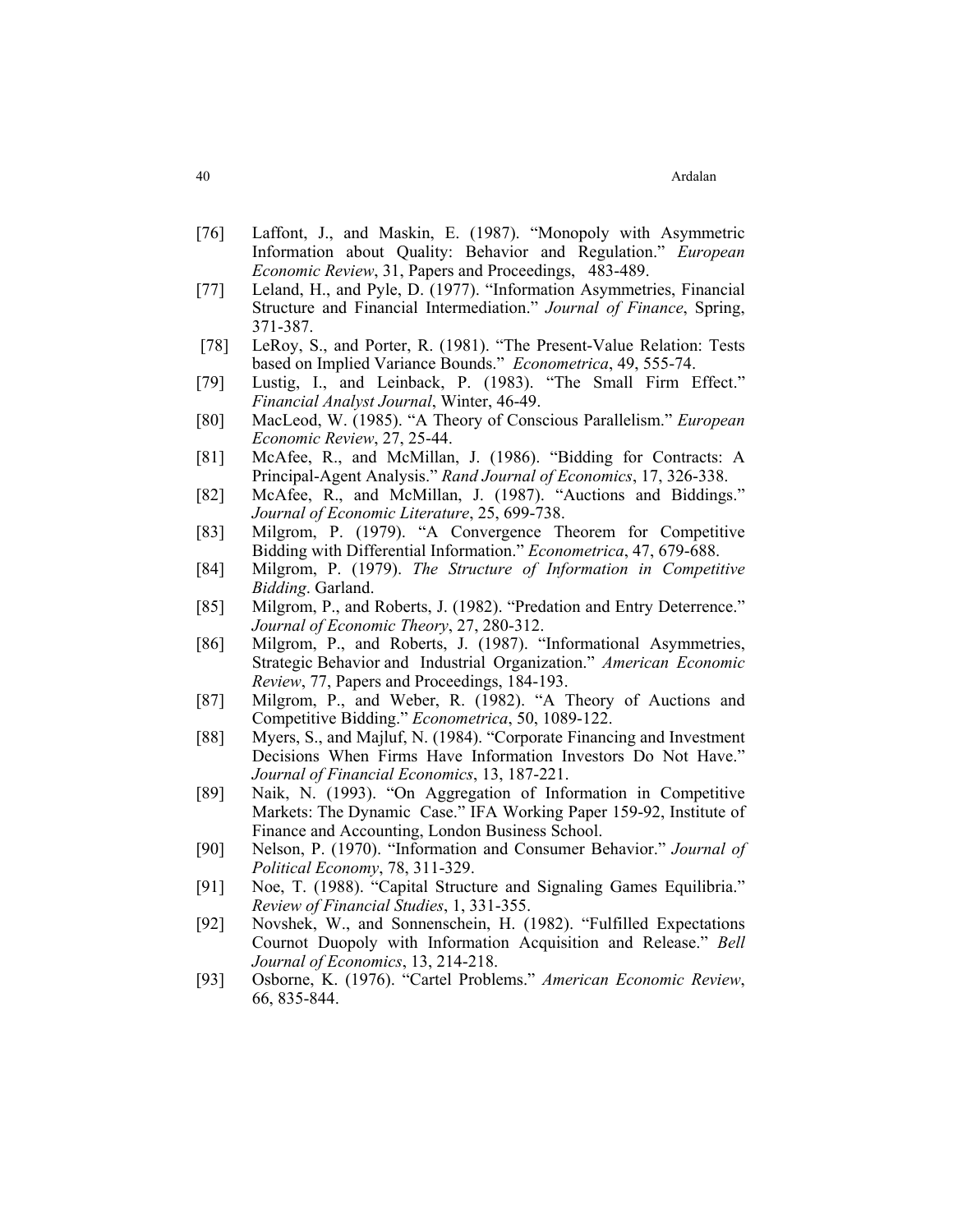[76] Laffont, J., and Maskin, E. (1987). "Monopoly with Asymmetric Information about Quality: Behavior and Regulation." *European Economic Review*, 31, Papers and Proceedings, 483-489.

[77] Leland, H., and Pyle, D. (1977). "Information Asymmetries, Financial Structure and Financial Intermediation." *Journal of Finance*, Spring, 371-387.

[78] LeRoy, S., and Porter, R. (1981). "The Present-Value Relation: Tests based on Implied Variance Bounds." *Econometrica*, 49, 555-74.

[79] Lustig, I., and Leinback, P. (1983). "The Small Firm Effect." *Financial Analyst Journal*, Winter, 46-49.

[80] MacLeod, W. (1985). "A Theory of Conscious Parallelism." *European Economic Review*, 27, 25-44.

[81] McAfee, R., and McMillan, J. (1986). "Bidding for Contracts: A Principal-Agent Analysis." *Rand Journal of Economics*, 17, 326-338.

[82] McAfee, R., and McMillan, J. (1987). "Auctions and Biddings." *Journal of Economic Literature*, 25, 699-738.

[83] Milgrom, P. (1979). "A Convergence Theorem for Competitive Bidding with Differential Information." *Econometrica*, 47, 679-688.

[84] Milgrom, P. (1979). *The Structure of Information in Competitive Bidding*. Garland.

[85] Milgrom, P., and Roberts, J. (1982). "Predation and Entry Deterrence." *Journal of Economic Theory*, 27, 280-312.

[86] Milgrom, P., and Roberts, J. (1987). "Informational Asymmetries, Strategic Behavior and Industrial Organization." *American Economic Review*, 77, Papers and Proceedings, 184-193.

[87] Milgrom, P., and Weber, R. (1982). "A Theory of Auctions and Competitive Bidding." *Econometrica*, 50, 1089-122.

[88] Myers, S., and Majluf, N. (1984). "Corporate Financing and Investment Decisions When Firms Have Information Investors Do Not Have." *Journal of Financial Economics*, 13, 187-221.

[89] Naik, N. (1993). "On Aggregation of Information in Competitive Markets: The Dynamic Case." IFA Working Paper 159-92, Institute of Finance and Accounting, London Business School.

[90] Nelson, P. (1970). "Information and Consumer Behavior." *Journal of Political Economy*, 78, 311-329.

[91] Noe, T. (1988). "Capital Structure and Signaling Games Equilibria." *Review of Financial Studies*, 1, 331-355.

[92] Novshek, W., and Sonnenschein, H. (1982). "Fulfilled Expectations Cournot Duopoly with Information Acquisition and Release." *Bell Journal of Economics*, 13, 214-218.

[93] Osborne, K. (1976). "Cartel Problems." *American Economic Review*, 66, 835-844.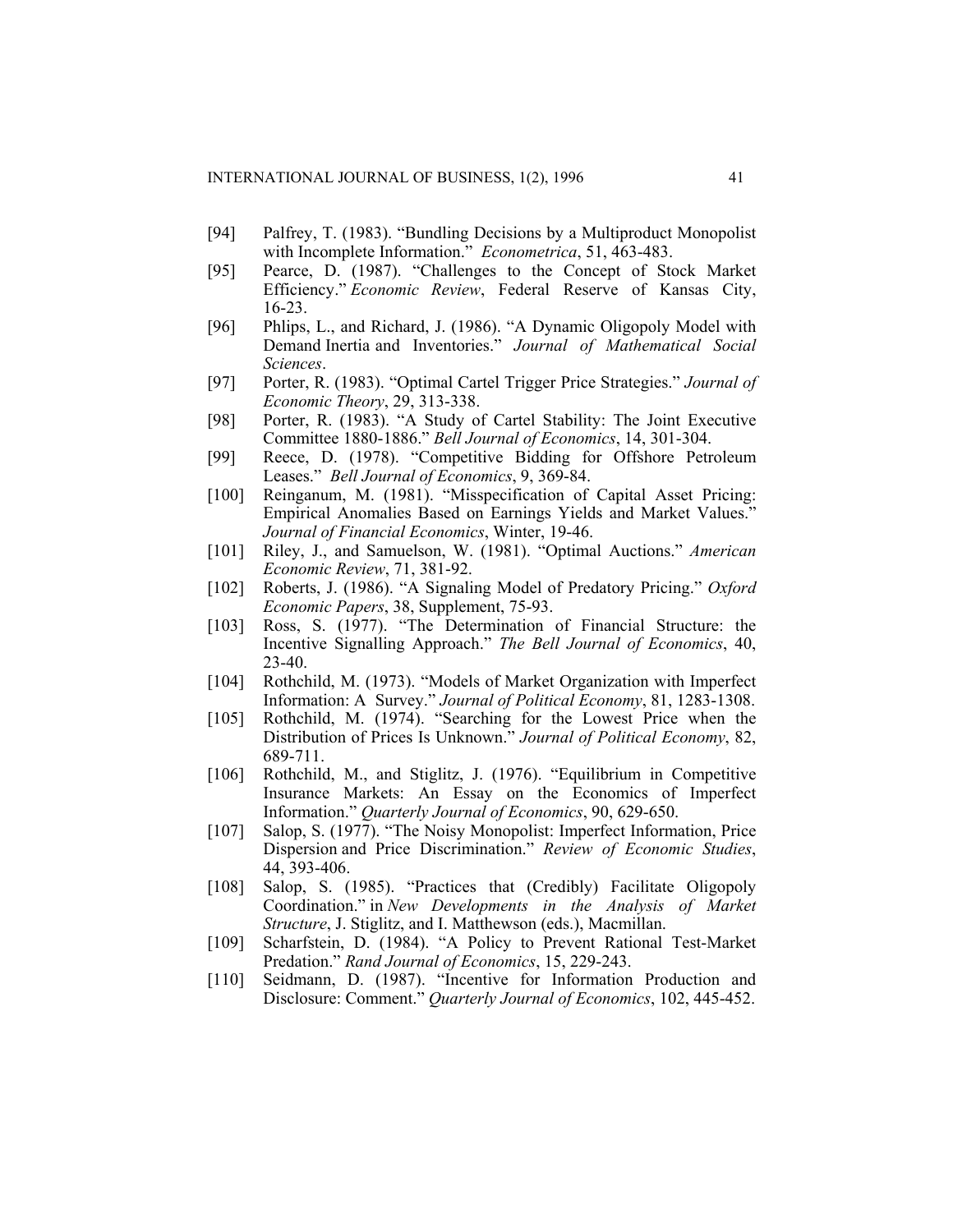[94] Palfrey, T. (1983). "Bundling Decisions by a Multiproduct Monopolist with Incomplete Information." *Econometrica*, 51, 463-483.

[95] Pearce, D. (1987). "Challenges to the Concept of Stock Market Efficiency." *Economic Review*, Federal Reserve of Kansas City, 16-23.

[96] Phlips, L., and Richard, J. (1986). "A Dynamic Oligopoly Model with Demand Inertia and Inventories." *Journal of Mathematical Social Sciences*.

[97] Porter, R. (1983). "Optimal Cartel Trigger Price Strategies." *Journal of Economic Theory*, 29, 313-338.

[98] Porter, R. (1983). "A Study of Cartel Stability: The Joint Executive Committee 1880-1886." *Bell Journal of Economics*, 14, 301-304.

[99] Reece, D. (1978). "Competitive Bidding for Offshore Petroleum Leases." *Bell Journal of Economics*, 9, 369-84.

[100] Reinganum, M. (1981). "Misspecification of Capital Asset Pricing: Empirical Anomalies Based on Earnings Yields and Market Values." *Journal of Financial Economics*, Winter, 19-46.

[101] Riley, J., and Samuelson, W. (1981). "Optimal Auctions." *American Economic Review*, 71, 381-92.

[102] Roberts, J. (1986). "A Signaling Model of Predatory Pricing." *Oxford Economic Papers*, 38, Supplement, 75-93.

[103] Ross, S. (1977). "The Determination of Financial Structure: the Incentive Signalling Approach." *The Bell Journal of Economics*, 40, 23-40.

[104] Rothchild, M. (1973). "Models of Market Organization with Imperfect Information: A Survey." *Journal of Political Economy*, 81, 1283-1308.

[105] Rothchild, M. (1974). "Searching for the Lowest Price when the Distribution of Prices Is Unknown." *Journal of Political Economy*, 82, 689-711.

[106] Rothchild, M., and Stiglitz, J. (1976). "Equilibrium in Competitive Insurance Markets: An Essay on the Economics of Imperfect Information." *Quarterly Journal of Economics*, 90, 629-650.

[107] Salop, S. (1977). "The Noisy Monopolist: Imperfect Information, Price Dispersion and Price Discrimination." *Review of Economic Studies*, 44, 393-406.

[108] Salop, S. (1985). "Practices that (Credibly) Facilitate Oligopoly Coordination." in *New Developments in the Analysis of Market Structure*, J. Stiglitz, and I. Matthewson (eds.), Macmillan.

[109] Scharfstein, D. (1984). "A Policy to Prevent Rational Test-Market Predation." *Rand Journal of Economics*, 15, 229-243.

[110] Seidmann, D. (1987). "Incentive for Information Production and Disclosure: Comment." *Quarterly Journal of Economics*, 102, 445-452.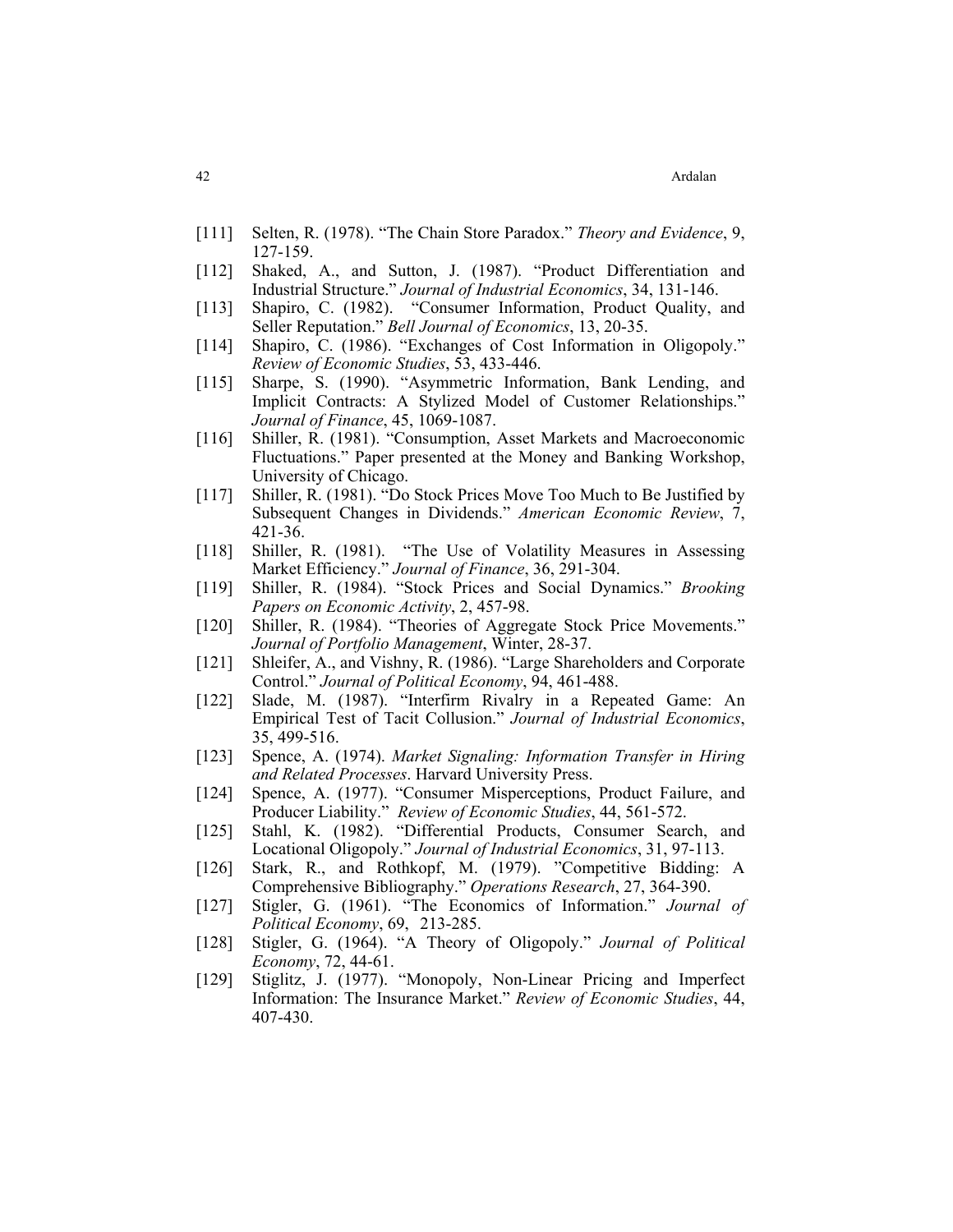[111] Selten, R. (1978). "The Chain Store Paradox." *Theory and Evidence*, 9, 127-159.

[112] Shaked, A., and Sutton, J. (1987). "Product Differentiation and Industrial Structure." *Journal of Industrial Economics*, 34, 131-146.

[113] Shapiro, C. (1982). "Consumer Information, Product Quality, and Seller Reputation." *Bell Journal of Economics*, 13, 20-35.

[114] Shapiro, C. (1986). "Exchanges of Cost Information in Oligopoly." *Review of Economic Studies*, 53, 433-446.

[115] Sharpe, S. (1990). "Asymmetric Information, Bank Lending, and Implicit Contracts: A Stylized Model of Customer Relationships." *Journal of Finance*, 45, 1069-1087.

[116] Shiller, R. (1981). "Consumption, Asset Markets and Macroeconomic Fluctuations." Paper presented at the Money and Banking Workshop, University of Chicago.

[117] Shiller, R. (1981). "Do Stock Prices Move Too Much to Be Justified by Subsequent Changes in Dividends." *American Economic Review*, 7, 421-36.

[118] Shiller, R. (1981). "The Use of Volatility Measures in Assessing Market Efficiency." *Journal of Finance*, 36, 291-304.

[119] Shiller, R. (1984). "Stock Prices and Social Dynamics." *Brooking Papers on Economic Activity*, 2, 457-98.

[120] Shiller, R. (1984). "Theories of Aggregate Stock Price Movements." *Journal of Portfolio Management*, Winter, 28-37.

[121] Shleifer, A., and Vishny, R. (1986). "Large Shareholders and Corporate Control." *Journal of Political Economy*, 94, 461-488.

[122] Slade, M. (1987). "Interfirm Rivalry in a Repeated Game: An Empirical Test of Tacit Collusion." *Journal of Industrial Economics*, 35, 499-516.

[123] Spence, A. (1974). *Market Signaling: Information Transfer in Hiring and Related Processes*. Harvard University Press.

[124] Spence, A. (1977). "Consumer Misperceptions, Product Failure, and Producer Liability." *Review of Economic Studies*, 44, 561-572.

[125] Stahl, K. (1982). "Differential Products, Consumer Search, and Locational Oligopoly." *Journal of Industrial Economics*, 31, 97-113.

[126] Stark, R., and Rothkopf, M. (1979). "Competitive Bidding: A Comprehensive Bibliography." *Operations Research*, 27, 364-390.

[127] Stigler, G. (1961). "The Economics of Information." *Journal of Political Economy*, 69, 213-285.

[128] Stigler, G. (1964). "A Theory of Oligopoly." *Journal of Political Economy*, 72, 44-61.

[129] Stiglitz, J. (1977). "Monopoly, Non-Linear Pricing and Imperfect Information: The Insurance Market." *Review of Economic Studies*, 44, 407-430.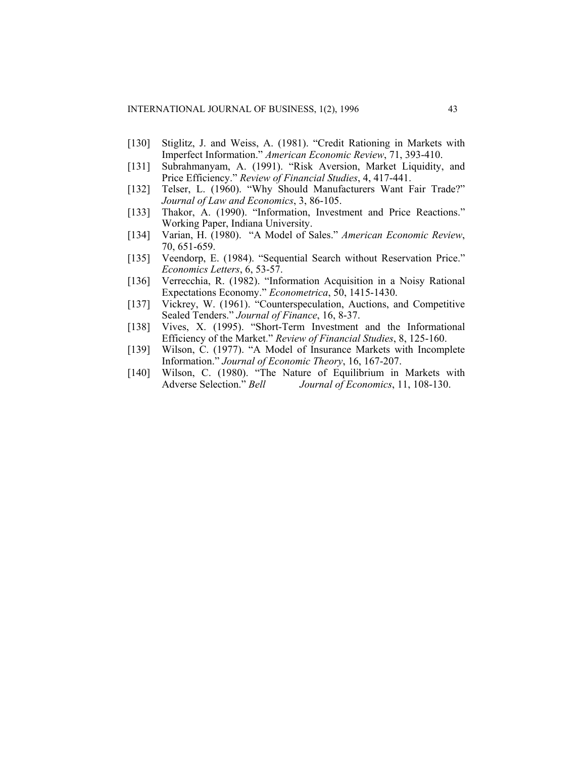[130] Stiglitz, J. and Weiss, A. (1981). "Credit Rationing in Markets with Imperfect Information." *American Economic Review*, 71, 393-410.

[131] Subrahmanyam, A. (1991). "Risk Aversion, Market Liquidity, and Price Efficiency." *Review of Financial Studies*, 4, 417-441.

[132] Telser, L. (1960). "Why Should Manufacturers Want Fair Trade?" *Journal of Law and Economics*, 3, 86-105.

[133] Thakor, A. (1990). "Information, Investment and Price Reactions." Working Paper, Indiana University.

[134] Varian, H. (1980). "A Model of Sales." *American Economic Review*, 70, 651-659.

[135] Veendorp, E. (1984). "Sequential Search without Reservation Price." *Economics Letters*, 6, 53-57.

[136] Verrecchia, R. (1982). "Information Acquisition in a Noisy Rational Expectations Economy." *Econometrica*, 50, 1415-1430.

[137] Vickrey, W. (1961). "Counterspeculation, Auctions, and Competitive Sealed Tenders." *Journal of Finance*, 16, 8-37.

[138] Vives, X. (1995). "Short-Term Investment and the Informational Efficiency of the Market." *Review of Financial Studies*, 8, 125-160.

[139] Wilson, C. (1977). "A Model of Insurance Markets with Incomplete Information." *Journal of Economic Theory*, 16, 167-207.

[140] Wilson, C. (1980). "The Nature of Equilibrium in Markets with Adverse Selection." *Bell Journal of Economics*, 11, 108-130.